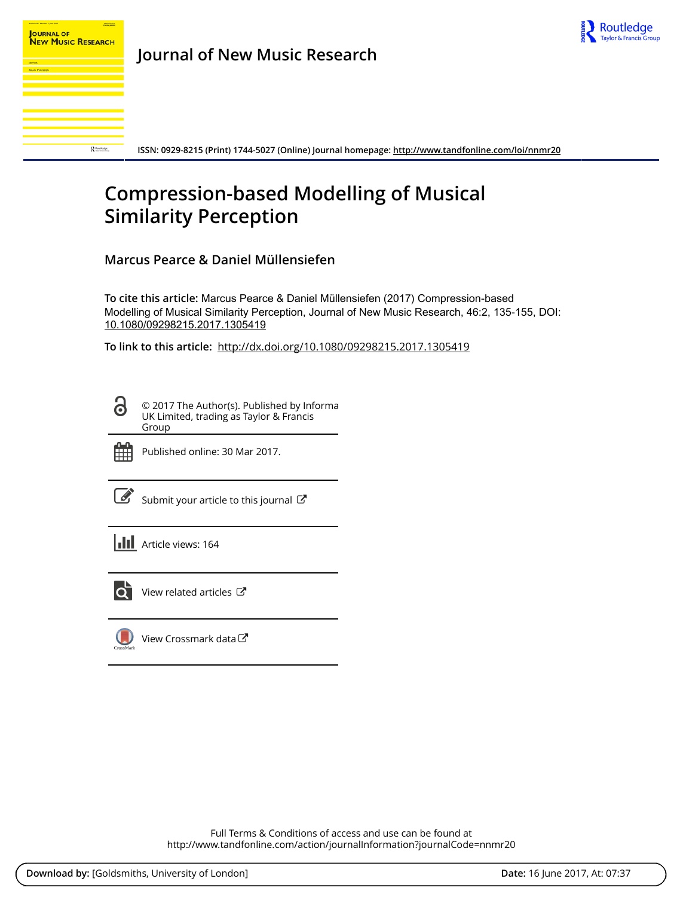# Journal of New Music Research

ISSN: 0929-8215 (Print) 1744-5027 (Online) Journal homepage: http://www.tandfonline.com/loi/nnmr20

# Compression-based Modelling of Musical Similarity Perception

**Marcus Pearce & Daniel Müllensiefen**

**To cite this article:** Marcus Pearce & Daniel Müllensiefen (2017) Compression-based Modelling of Musical Similarity Perception, Journal of New Music Research, 46:2, 135-155, DOI: 10.1080/09298215.2017.1305419

**To link to this article:** http://dx.doi.org/10.1080/09298215.2017.1305419

© 2017 The Author(s). Published by Informa UK Limited, trading as Taylor & Francis Group

Published online: 30 Mar 2017.

Submit your article to this journal

Article views: 164

View related articles

View Crossmark data

Full Terms & Conditions of access and use can be found at
http://www.tandfonline.com/action/journalInformation?journalCode=nnmr20

**Download by:** [Goldsmiths, University of London] **Date:** 16 June 2017, At: 07:37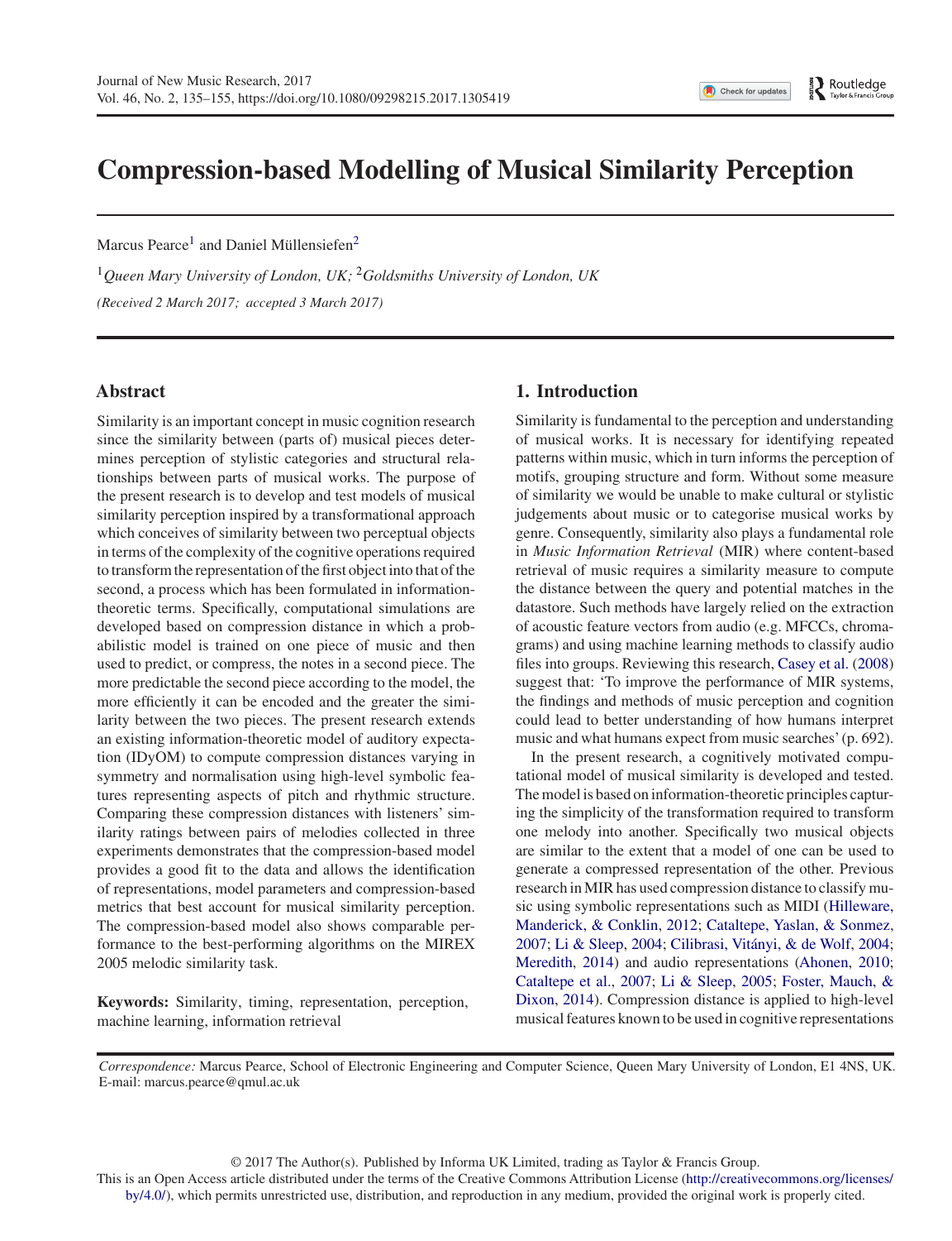# Compression-based Modelling of Musical Similarity Perception

Marcus Pearce[1] and Daniel Müllensiefen[2]

[1]*Queen Mary University of London, UK;* [2]*Goldsmiths University of London, UK*

*(Received 2 March 2017; accepted 3 March 2017)*

## Abstract

Similarity is an important concept in music cognition research since the similarity between (parts of) musical pieces determines perception of stylistic categories and structural relationships between parts of musical works. The purpose of the present research is to develop and test models of musical similarity perception inspired by a transformational approach which conceives of similarity between two perceptual objects in terms of the complexity of the cognitive operations required to transform the representation of the first object into that of the second, a process which has been formulated in information-theoretic terms. Specifically, computational simulations are developed based on compression distance in which a probabilistic model is trained on one piece of music and then used to predict, or compress, the notes in a second piece. The more predictable the second piece according to the model, the more efficiently it can be encoded and the greater the similarity between the two pieces. The present research extends an existing information-theoretic model of auditory expectation (IDyOM) to compute compression distances varying in symmetry and normalisation using high-level symbolic features representing aspects of pitch and rhythmic structure. Comparing these compression distances with listeners' similarity ratings between pairs of melodies collected in three experiments demonstrates that the compression-based model provides a good fit to the data and allows the identification of representations, model parameters and compression-based metrics that best account for musical similarity perception. The compression-based model also shows comparable performance to the best-performing algorithms on the MIREX 2005 melodic similarity task.

**Keywords:** Similarity, timing, representation, perception, machine learning, information retrieval

## 1. Introduction

Similarity is fundamental to the perception and understanding of musical works. It is necessary for identifying repeated patterns within music, which in turn informs the perception of motifs, grouping structure and form. Without some measure of similarity we would be unable to make cultural or stylistic judgements about music or to categorise musical works by genre. Consequently, similarity also plays a fundamental role in *Music Information Retrieval* (MIR) where content-based retrieval of music requires a similarity measure to compute the distance between the query and potential matches in the datastore. Such methods have largely relied on the extraction of acoustic feature vectors from audio (e.g. MFCCs, chromagrams) and using machine learning methods to classify audio files into groups. Reviewing this research, Casey et al. (2008) suggest that: 'To improve the performance of MIR systems, the findings and methods of music perception and cognition could lead to better understanding of how humans interpret music and what humans expect from music searches' (p. 692).

In the present research, a cognitively motivated computational model of musical similarity is developed and tested. The model is based on information-theoretic principles capturing the simplicity of the transformation required to transform one melody into another. Specifically two musical objects are similar to the extent that a model of one can be used to generate a compressed representation of the other. Previous research in MIR has used compression distance to classify music using symbolic representations such as MIDI (Hilleware, Manderick, & Conklin, 2012; Cataltepe, Yaslan, & Sonmez, 2007; Li & Sleep, 2004; Cilibrasi, Vitányi, & de Wolf, 2004; Meredith, 2014) and audio representations (Ahonen, 2010; Cataltepe et al., 2007; Li & Sleep, 2005; Foster, Mauch, & Dixon, 2014). Compression distance is applied to high-level musical features known to be used in cognitive representations

*Correspondence:* Marcus Pearce, School of Electronic Engineering and Computer Science, Queen Mary University of London, E1 4NS, UK. E-mail: marcus.pearce@qmul.ac.uk

© 2017 The Author(s). Published by Informa UK Limited, trading as Taylor & Francis Group.
This is an Open Access article distributed under the terms of the Creative Commons Attribution License (http://creativecommons.org/licenses/by/4.0/), which permits unrestricted use, distribution, and reproduction in any medium, provided the original work is properly cited.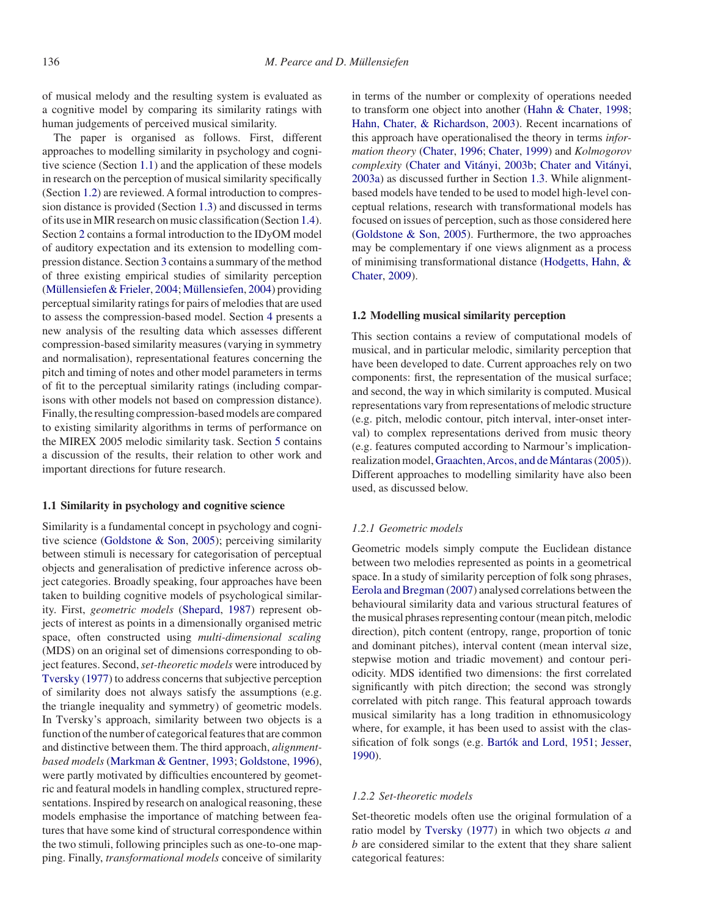of musical melody and the resulting system is evaluated as a cognitive model by comparing its similarity ratings with human judgements of perceived musical similarity.

The paper is organised as follows. First, different approaches to modelling similarity in psychology and cognitive science (Section 1.1) and the application of these models in research on the perception of musical similarity specifically (Section 1.2) are reviewed. A formal introduction to compression distance is provided (Section 1.3) and discussed in terms of its use in MIR research on music classification (Section 1.4). Section 2 contains a formal introduction to the IDyOM model of auditory expectation and its extension to modelling compression distance. Section 3 contains a summary of the method of three existing empirical studies of similarity perception (Müllensiefen & Frieler, 2004; Müllensiefen, 2004) providing perceptual similarity ratings for pairs of melodies that are used to assess the compression-based model. Section 4 presents a new analysis of the resulting data which assesses different compression-based similarity measures (varying in symmetry and normalisation), representational features concerning the pitch and timing of notes and other model parameters in terms of fit to the perceptual similarity ratings (including comparisons with other models not based on compression distance). Finally, the resulting compression-based models are compared to existing similarity algorithms in terms of performance on the MIREX 2005 melodic similarity task. Section 5 contains a discussion of the results, their relation to other work and important directions for future research.

### 1.1 Similarity in psychology and cognitive science

Similarity is a fundamental concept in psychology and cognitive science (Goldstone & Son, 2005); perceiving similarity between stimuli is necessary for categorisation of perceptual objects and generalisation of predictive inference across object categories. Broadly speaking, four approaches have been taken to building cognitive models of psychological similarity. First, *geometric models* (Shepard, 1987) represent objects of interest as points in a dimensionally organised metric space, often constructed using *multi-dimensional scaling* (MDS) on an original set of dimensions corresponding to object features. Second, *set-theoretic models* were introduced by Tversky (1977) to address concerns that subjective perception of similarity does not always satisfy the assumptions (e.g. the triangle inequality and symmetry) of geometric models. In Tversky's approach, similarity between two objects is a function of the number of categorical features that are common and distinctive between them. The third approach, *alignment-based models* (Markman & Gentner, 1993; Goldstone, 1996), were partly motivated by difficulties encountered by geometric and featural models in handling complex, structured representations. Inspired by research on analogical reasoning, these models emphasise the importance of matching between features that have some kind of structural correspondence within the two stimuli, following principles such as one-to-one mapping. Finally, *transformational models* conceive of similarity in terms of the number or complexity of operations needed to transform one object into another (Hahn & Chater, 1998; Hahn, Chater, & Richardson, 2003). Recent incarnations of this approach have operationalised the theory in terms *information theory* (Chater, 1996; Chater, 1999) and *Kolmogorov complexity* (Chater and Vitányi, 2003b; Chater and Vitányi, 2003a) as discussed further in Section 1.3. While alignment-based models have tended to be used to model high-level conceptual relations, research with transformational models has focused on issues of perception, such as those considered here (Goldstone & Son, 2005). Furthermore, the two approaches may be complementary if one views alignment as a process of minimising transformational distance (Hodgetts, Hahn, & Chater, 2009).

### 1.2 Modelling musical similarity perception

This section contains a review of computational models of musical, and in particular melodic, similarity perception that have been developed to date. Current approaches rely on two components: first, the representation of the musical surface; and second, the way in which similarity is computed. Musical representations vary from representations of melodic structure (e.g. pitch, melodic contour, pitch interval, inter-onset interval) to complex representations derived from music theory (e.g. features computed according to Narmour's implication-realization model, Graachten, Arcos, and de Mántaras (2005)). Different approaches to modelling similarity have also been used, as discussed below.

#### *1.2.1 Geometric models*

Geometric models simply compute the Euclidean distance between two melodies represented as points in a geometrical space. In a study of similarity perception of folk song phrases, Eerola and Bregman (2007) analysed correlations between the behavioural similarity data and various structural features of the musical phrases representing contour (mean pitch, melodic direction), pitch content (entropy, range, proportion of tonic and dominant pitches), interval content (mean interval size, stepwise motion and triadic movement) and contour periodicity. MDS identified two dimensions: the first correlated significantly with pitch direction; the second was strongly correlated with pitch range. This featural approach towards musical similarity has a long tradition in ethnomusicology where, for example, it has been used to assist with the classification of folk songs (e.g. Bartók and Lord, 1951; Jesser, 1990).

#### *1.2.2 Set-theoretic models*

Set-theoretic models often use the original formulation of a ratio model by Tversky (1977) in which two objects $a$ and $b$ are considered similar to the extent that they share salient categorical features: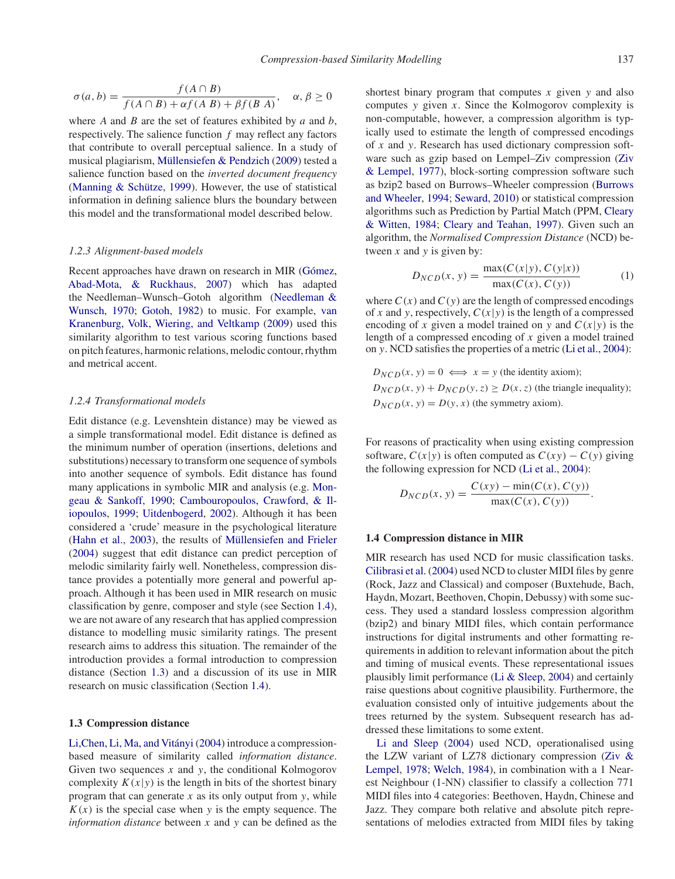$$\sigma(a, b) = \frac{f(A \cap B)}{f(A \cap B) + \alpha f(A\ B) + \beta f(B\ A)}, \quad \alpha, \beta \geq 0$$

where $A$ and $B$ are the set of features exhibited by $a$ and $b$, respectively. The salience function $f$ may reflect any factors that contribute to overall perceptual salience. In a study of musical plagiarism, Müllensiefen & Pendzich (2009) tested a salience function based on the *inverted document frequency* (Manning & Schütze, 1999). However, the use of statistical information in defining salience blurs the boundary between this model and the transformational model described below.

### *1.2.3 Alignment-based models*

Recent approaches have drawn on research in MIR (Gómez, Abad-Mota, & Ruckhaus, 2007) which has adapted the Needleman–Wunsch–Gotoh algorithm (Needleman & Wunsch, 1970; Gotoh, 1982) to music. For example, van Kranenburg, Volk, Wiering, and Veltkamp (2009) used this similarity algorithm to test various scoring functions based on pitch features, harmonic relations, melodic contour, rhythm and metrical accent.

### *1.2.4 Transformational models*

Edit distance (e.g. Levenshtein distance) may be viewed as a simple transformational model. Edit distance is defined as the minimum number of operation (insertions, deletions and substitutions) necessary to transform one sequence of symbols into another sequence of symbols. Edit distance has found many applications in symbolic MIR and analysis (e.g. Mongeau & Sankoff, 1990; Cambouropoulos, Crawford, & Iliopoulos, 1999; Uitdenbogerd, 2002). Although it has been considered a 'crude' measure in the psychological literature (Hahn et al., 2003), the results of Müllensiefen and Frieler (2004) suggest that edit distance can predict perception of melodic similarity fairly well. Nonetheless, compression distance provides a potentially more general and powerful approach. Although it has been used in MIR research on music classification by genre, composer and style (see Section 1.4), we are not aware of any research that has applied compression distance to modelling music similarity ratings. The present research aims to address this situation. The remainder of the introduction provides a formal introduction to compression distance (Section 1.3) and a discussion of its use in MIR research on music classification (Section 1.4).

## 1.3 Compression distance

Li,Chen, Li, Ma, and Vitányi (2004) introduce a compression-based measure of similarity called *information distance*. Given two sequences $x$ and $y$, the conditional Kolmogorov complexity $K(x|y)$ is the length in bits of the shortest binary program that can generate $x$ as its only output from $y$, while $K(x)$ is the special case when $y$ is the empty sequence. The *information distance* between $x$ and $y$ can be defined as the shortest binary program that computes $x$ given $y$ and also computes $y$ given $x$. Since the Kolmogorov complexity is non-computable, however, a compression algorithm is typically used to estimate the length of compressed encodings of $x$ and $y$. Research has used dictionary compression software such as gzip based on Lempel–Ziv compression (Ziv & Lempel, 1977), block-sorting compression software such as bzip2 based on Burrows–Wheeler compression (Burrows and Wheeler, 1994; Seward, 2010) or statistical compression algorithms such as Prediction by Partial Match (PPM, Cleary & Witten, 1984; Cleary and Teahan, 1997). Given such an algorithm, the *Normalised Compression Distance* (NCD) between $x$ and $y$ is given by:

$$D_{NCD}(x, y) = \frac{\max(C(x|y), C(y|x))}{\max(C(x), C(y))} \quad (1)$$

where $C(x)$ and $C(y)$ are the length of compressed encodings of $x$ and $y$, respectively, $C(x|y)$ is the length of a compressed encoding of $x$ given a model trained on $y$ and $C(x|y)$ is the length of a compressed encoding of $x$ given a model trained on $y$. NCD satisfies the properties of a metric (Li et al., 2004):

$D_{NCD}(x, y) = 0 \iff x = y$ (the identity axiom);
$D_{NCD}(x, y) + D_{NCD}(y, z) \geq D(x, z)$ (the triangle inequality);
$D_{NCD}(x, y) = D(y, x)$ (the symmetry axiom).

For reasons of practicality when using existing compression software, $C(x|y)$ is often computed as $C(xy) - C(y)$ giving the following expression for NCD (Li et al., 2004):

$$D_{NCD}(x, y) = \frac{C(xy) - \min(C(x), C(y))}{\max(C(x), C(y))}.$$

## 1.4 Compression distance in MIR

MIR research has used NCD for music classification tasks. Cilibrasi et al. (2004) used NCD to cluster MIDI files by genre (Rock, Jazz and Classical) and composer (Buxtehude, Bach, Haydn, Mozart, Beethoven, Chopin, Debussy) with some success. They used a standard lossless compression algorithm (bzip2) and binary MIDI files, which contain performance instructions for digital instruments and other formatting requirements in addition to relevant information about the pitch and timing of musical events. These representational issues plausibly limit performance (Li & Sleep, 2004) and certainly raise questions about cognitive plausibility. Furthermore, the evaluation consisted only of intuitive judgements about the trees returned by the system. Subsequent research has addressed these limitations to some extent.

Li and Sleep (2004) used NCD, operationalised using the LZW variant of LZ78 dictionary compression (Ziv & Lempel, 1978; Welch, 1984), in combination with a 1 Nearest Neighbour (1-NN) classifier to classify a collection 771 MIDI files into 4 categories: Beethoven, Haydn, Chinese and Jazz. They compare both relative and absolute pitch representations of melodies extracted from MIDI files by taking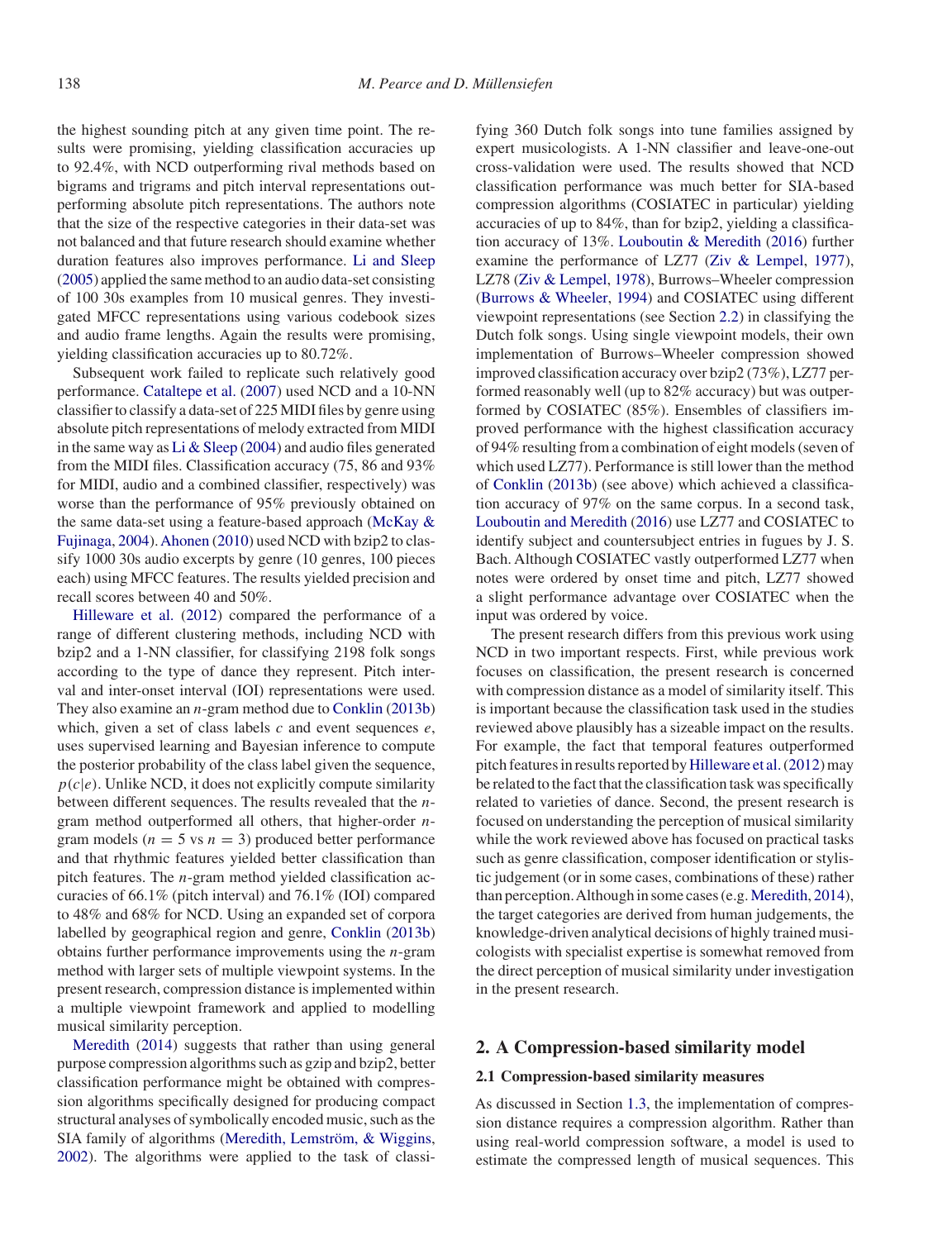the highest sounding pitch at any given time point. The results were promising, yielding classification accuracies up to 92.4%, with NCD outperforming rival methods based on bigrams and trigrams and pitch interval representations outperforming absolute pitch representations. The authors note that the size of the respective categories in their data-set was not balanced and that future research should examine whether duration features also improves performance. Li and Sleep (2005) applied the same method to an audio data-set consisting of 100 30s examples from 10 musical genres. They investigated MFCC representations using various codebook sizes and audio frame lengths. Again the results were promising, yielding classification accuracies up to 80.72%.

Subsequent work failed to replicate such relatively good performance. Cataltepe et al. (2007) used NCD and a 10-NN classifier to classify a data-set of 225 MIDI files by genre using absolute pitch representations of melody extracted from MIDI in the same way as Li & Sleep (2004) and audio files generated from the MIDI files. Classification accuracy (75, 86 and 93% for MIDI, audio and a combined classifier, respectively) was worse than the performance of 95% previously obtained on the same data-set using a feature-based approach (McKay & Fujinaga, 2004). Ahonen (2010) used NCD with bzip2 to classify 1000 30s audio excerpts by genre (10 genres, 100 pieces each) using MFCC features. The results yielded precision and recall scores between 40 and 50%.

Hilleware et al. (2012) compared the performance of a range of different clustering methods, including NCD with bzip2 and a 1-NN classifier, for classifying 2198 folk songs according to the type of dance they represent. Pitch interval and inter-onset interval (IOI) representations were used. They also examine an $n$-gram method due to Conklin (2013b) which, given a set of class labels $c$ and event sequences $e$, uses supervised learning and Bayesian inference to compute the posterior probability of the class label given the sequence, $p(c|e)$. Unlike NCD, it does not explicitly compute similarity between different sequences. The results revealed that the $n$-gram method outperformed all others, that higher-order $n$-gram models ($n = 5$ vs $n = 3$) produced better performance and that rhythmic features yielded better classification than pitch features. The $n$-gram method yielded classification accuracies of 66.1% (pitch interval) and 76.1% (IOI) compared to 48% and 68% for NCD. Using an expanded set of corpora labelled by geographical region and genre, Conklin (2013b) obtains further performance improvements using the $n$-gram method with larger sets of multiple viewpoint systems. In the present research, compression distance is implemented within a multiple viewpoint framework and applied to modelling musical similarity perception.

Meredith (2014) suggests that rather than using general purpose compression algorithms such as gzip and bzip2, better classification performance might be obtained with compression algorithms specifically designed for producing compact structural analyses of symbolically encoded music, such as the SIA family of algorithms (Meredith, Lemström, & Wiggins, 2002). The algorithms were applied to the task of classifying 360 Dutch folk songs into tune families assigned by expert musicologists. A 1-NN classifier and leave-one-out cross-validation were used. The results showed that NCD classification performance was much better for SIA-based compression algorithms (COSIATEC in particular) yielding accuracies of up to 84%, than for bzip2, yielding a classification accuracy of 13%. Louboutin & Meredith (2016) further examine the performance of LZ77 (Ziv & Lempel, 1977), LZ78 (Ziv & Lempel, 1978), Burrows–Wheeler compression (Burrows & Wheeler, 1994) and COSIATEC using different viewpoint representations (see Section 2.2) in classifying the Dutch folk songs. Using single viewpoint models, their own implementation of Burrows–Wheeler compression showed improved classification accuracy over bzip2 (73%), LZ77 performed reasonably well (up to 82% accuracy) but was outperformed by COSIATEC (85%). Ensembles of classifiers improved performance with the highest classification accuracy of 94% resulting from a combination of eight models (seven of which used LZ77). Performance is still lower than the method of Conklin (2013b) (see above) which achieved a classification accuracy of 97% on the same corpus. In a second task, Louboutin and Meredith (2016) use LZ77 and COSIATEC to identify subject and countersubject entries in fugues by J. S. Bach. Although COSIATEC vastly outperformed LZ77 when notes were ordered by onset time and pitch, LZ77 showed a slight performance advantage over COSIATEC when the input was ordered by voice.

The present research differs from this previous work using NCD in two important respects. First, while previous work focuses on classification, the present research is concerned with compression distance as a model of similarity itself. This is important because the classification task used in the studies reviewed above plausibly has a sizeable impact on the results. For example, the fact that temporal features outperformed pitch features in results reported by Hilleware et al. (2012) may be related to the fact that the classification task was specifically related to varieties of dance. Second, the present research is focused on understanding the perception of musical similarity while the work reviewed above has focused on practical tasks such as genre classification, composer identification or stylistic judgement (or in some cases, combinations of these) rather than perception. Although in some cases (e.g. Meredith, 2014), the target categories are derived from human judgements, the knowledge-driven analytical decisions of highly trained musicologists with specialist expertise is somewhat removed from the direct perception of musical similarity under investigation in the present research.

## 2. A Compression-based similarity model

### 2.1 Compression-based similarity measures

As discussed in Section 1.3, the implementation of compression distance requires a compression algorithm. Rather than using real-world compression software, a model is used to estimate the compressed length of musical sequences. This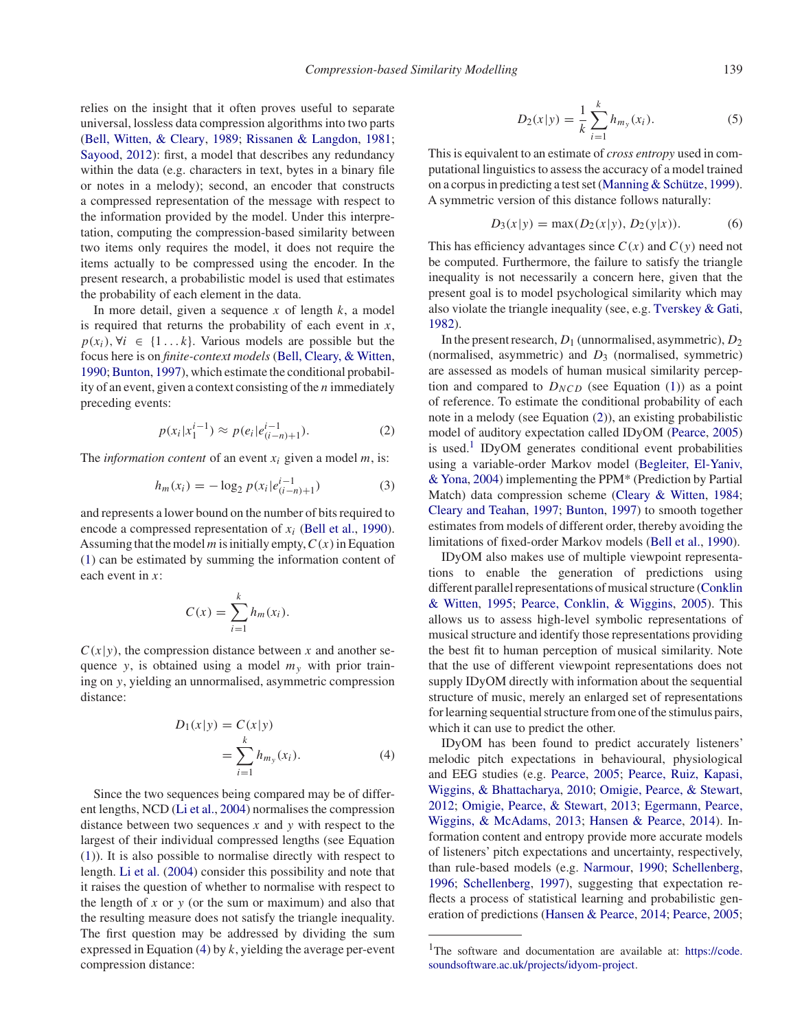relies on the insight that it often proves useful to separate universal, lossless data compression algorithms into two parts (Bell, Witten, & Cleary, 1989; Rissanen & Langdon, 1981; Sayood, 2012): first, a model that describes any redundancy within the data (e.g. characters in text, bytes in a binary file or notes in a melody); second, an encoder that constructs a compressed representation of the message with respect to the information provided by the model. Under this interpretation, computing the compression-based similarity between two items only requires the model, it does not require the items actually to be compressed using the encoder. In the present research, a probabilistic model is used that estimates the probability of each element in the data.

In more detail, given a sequence $x$ of length $k$, a model is required that returns the probability of each event in $x$, $p(x_i), \forall i \in \{1 \ldots k\}$. Various models are possible but the focus here is on *finite-context models* (Bell, Cleary, & Witten, 1990; Bunton, 1997), which estimate the conditional probability of an event, given a context consisting of the $n$ immediately preceding events:

$$p(x_i|x_1^{i-1}) \approx p(e_i|e_{(i-n)+1}^{i-1}). \tag{2}$$

The *information content* of an event $x_i$ given a model $m$, is:

$$h_m(x_i) = -\log_2 p(x_i|e_{(i-n)+1}^{i-1}) \tag{3}$$

and represents a lower bound on the number of bits required to encode a compressed representation of $x_i$ (Bell et al., 1990). Assuming that the model $m$ is initially empty, $C(x)$ in Equation (1) can be estimated by summing the information content of each event in $x$:

$$C(x) = \sum_{i=1}^{k} h_m(x_i).$$

$C(x|y)$, the compression distance between $x$ and another sequence $y$, is obtained using a model $m_y$ with prior training on $y$, yielding an unnormalised, asymmetric compression distance:

$$\begin{aligned} D_1(x|y) &= C(x|y) \\ &= \sum_{i=1}^{k} h_{m_y}(x_i). \end{aligned} \tag{4}$$

Since the two sequences being compared may be of different lengths, NCD (Li et al., 2004) normalises the compression distance between two sequences $x$ and $y$ with respect to the largest of their individual compressed lengths (see Equation (1)). It is also possible to normalise directly with respect to length. Li et al. (2004) consider this possibility and note that it raises the question of whether to normalise with respect to the length of $x$ or $y$ (or the sum or maximum) and also that the resulting measure does not satisfy the triangle inequality. The first question may be addressed by dividing the sum expressed in Equation (4) by $k$, yielding the average per-event compression distance:

$$D_2(x|y) = \frac{1}{k} \sum_{i=1}^{k} h_{m_y}(x_i). \tag{5}$$

This is equivalent to an estimate of *cross entropy* used in computational linguistics to assess the accuracy of a model trained on a corpus in predicting a test set (Manning & Schütze, 1999). A symmetric version of this distance follows naturally:

$$D_3(x|y) = \max(D_2(x|y), D_2(y|x)). \tag{6}$$

This has efficiency advantages since $C(x)$ and $C(y)$ need not be computed. Furthermore, the failure to satisfy the triangle inequality is not necessarily a concern here, given that the present goal is to model psychological similarity which may also violate the triangle inequality (see, e.g. Tversky & Gati, 1982).

In the present research, $D_1$ (unnormalised, asymmetric), $D_2$ (normalised, asymmetric) and $D_3$ (normalised, symmetric) are assessed as models of human musical similarity perception and compared to $D_{NCD}$ (see Equation (1)) as a point of reference. To estimate the conditional probability of each note in a melody (see Equation (2)), an existing probabilistic model of auditory expectation called IDyOM (Pearce, 2005) is used.[1] IDyOM generates conditional event probabilities using a variable-order Markov model (Begleiter, El-Yaniv, & Yona, 2004) implementing the PPM* (Prediction by Partial Match) data compression scheme (Cleary & Witten, 1984; Cleary and Teahan, 1997; Bunton, 1997) to smooth together estimates from models of different order, thereby avoiding the limitations of fixed-order Markov models (Bell et al., 1990).

IDyOM also makes use of multiple viewpoint representations to enable the generation of predictions using different parallel representations of musical structure (Conklin & Witten, 1995; Pearce, Conklin, & Wiggins, 2005). This allows us to assess high-level symbolic representations of musical structure and identify those representations providing the best fit to human perception of musical similarity. Note that the use of different viewpoint representations does not supply IDyOM directly with information about the sequential structure of music, merely an enlarged set of representations for learning sequential structure from one of the stimulus pairs, which it can use to predict the other.

IDyOM has been found to predict accurately listeners' melodic pitch expectations in behavioural, physiological and EEG studies (e.g. Pearce, 2005; Pearce, Ruiz, Kapasi, Wiggins, & Bhattacharya, 2010; Omigie, Pearce, & Stewart, 2012; Omigie, Pearce, & Stewart, 2013; Egermann, Pearce, Wiggins, & McAdams, 2013; Hansen & Pearce, 2014). Information content and entropy provide more accurate models of listeners' pitch expectations and uncertainty, respectively, than rule-based models (e.g. Narmour, 1990; Schellenberg, 1996; Schellenberg, 1997), suggesting that expectation reflects a process of statistical learning and probabilistic generation of predictions (Hansen & Pearce, 2014; Pearce, 2005;

[1] The software and documentation are available at: https://code.soundsoftware.ac.uk/projects/idyom-project.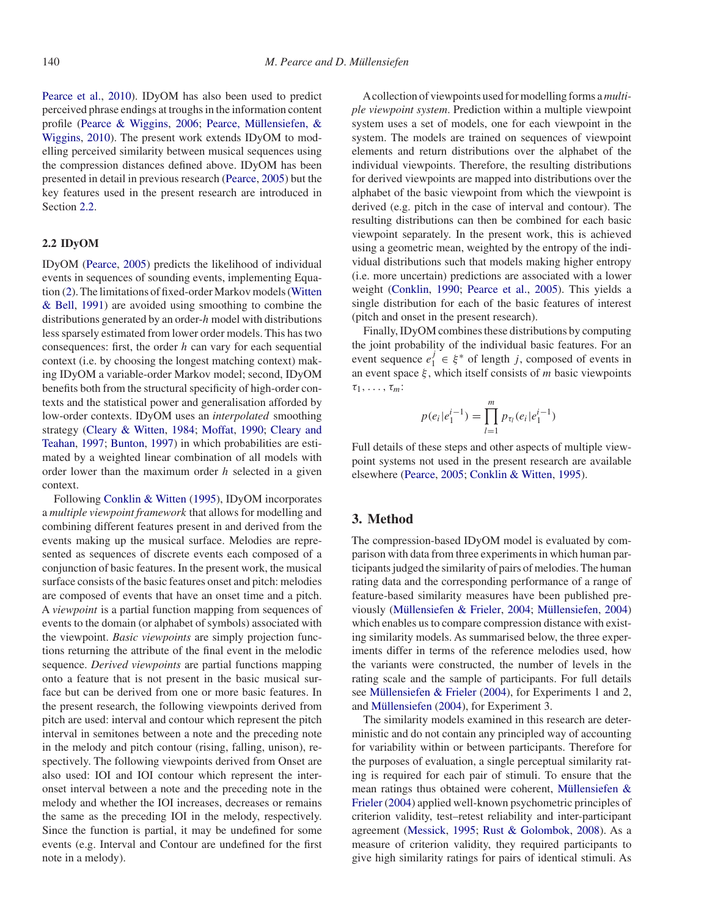Pearce et al., 2010). IDyOM has also been used to predict perceived phrase endings at troughs in the information content profile (Pearce & Wiggins, 2006; Pearce, Müllensiefen, & Wiggins, 2010). The present work extends IDyOM to modelling perceived similarity between musical sequences using the compression distances defined above. IDyOM has been presented in detail in previous research (Pearce, 2005) but the key features used in the present research are introduced in Section 2.2.

### 2.2 IDyOM

IDyOM (Pearce, 2005) predicts the likelihood of individual events in sequences of sounding events, implementing Equation (2). The limitations of fixed-order Markov models (Witten & Bell, 1991) are avoided using smoothing to combine the distributions generated by an order-$h$ model with distributions less sparsely estimated from lower order models. This has two consequences: first, the order $h$ can vary for each sequential context (i.e. by choosing the longest matching context) making IDyOM a variable-order Markov model; second, IDyOM benefits both from the structural specificity of high-order contexts and the statistical power and generalisation afforded by low-order contexts. IDyOM uses an *interpolated* smoothing strategy (Cleary & Witten, 1984; Moffat, 1990; Cleary and Teahan, 1997; Bunton, 1997) in which probabilities are estimated by a weighted linear combination of all models with order lower than the maximum order $h$ selected in a given context.

Following Conklin & Witten (1995), IDyOM incorporates a *multiple viewpoint framework* that allows for modelling and combining different features present in and derived from the events making up the musical surface. Melodies are represented as sequences of discrete events each composed of a conjunction of basic features. In the present work, the musical surface consists of the basic features onset and pitch: melodies are composed of events that have an onset time and a pitch. A *viewpoint* is a partial function mapping from sequences of events to the domain (or alphabet of symbols) associated with the viewpoint. *Basic viewpoints* are simply projection functions returning the attribute of the final event in the melodic sequence. *Derived viewpoints* are partial functions mapping onto a feature that is not present in the basic musical surface but can be derived from one or more basic features. In the present research, the following viewpoints derived from pitch are used: interval and contour which represent the pitch interval in semitones between a note and the preceding note in the melody and pitch contour (rising, falling, unison), respectively. The following viewpoints derived from Onset are also used: IOI and IOI contour which represent the inter-onset interval between a note and the preceding note in the melody and whether the IOI increases, decreases or remains the same as the preceding IOI in the melody, respectively. Since the function is partial, it may be undefined for some events (e.g. Interval and Contour are undefined for the first note in a melody).

A collection of viewpoints used for modelling forms a *multiple viewpoint system*. Prediction within a multiple viewpoint system uses a set of models, one for each viewpoint in the system. The models are trained on sequences of viewpoint elements and return distributions over the alphabet of the individual viewpoints. Therefore, the resulting distributions for derived viewpoints are mapped into distributions over the alphabet of the basic viewpoint from which the viewpoint is derived (e.g. pitch in the case of interval and contour). The resulting distributions can then be combined for each basic viewpoint separately. In the present work, this is achieved using a geometric mean, weighted by the entropy of the individual distributions such that models making higher entropy (i.e. more uncertain) predictions are associated with a lower weight (Conklin, 1990; Pearce et al., 2005). This yields a single distribution for each of the basic features of interest (pitch and onset in the present research).

Finally, IDyOM combines these distributions by computing the joint probability of the individual basic features. For an event sequence $e_1^j \in \xi^*$ of length $j$, composed of events in an event space $\xi$, which itself consists of $m$ basic viewpoints $\tau_1, \ldots, \tau_m$:

$$p(e_i|e_1^{i-1}) = \prod_{l=1}^{m} p_{\tau_l}(e_i|e_1^{i-1})$$

Full details of these steps and other aspects of multiple viewpoint systems not used in the present research are available elsewhere (Pearce, 2005; Conklin & Witten, 1995).

## 3. Method

The compression-based IDyOM model is evaluated by comparison with data from three experiments in which human participants judged the similarity of pairs of melodies. The human rating data and the corresponding performance of a range of feature-based similarity measures have been published previously (Müllensiefen & Frieler, 2004; Müllensiefen, 2004) which enables us to compare compression distance with existing similarity models. As summarised below, the three experiments differ in terms of the reference melodies used, how the variants were constructed, the number of levels in the rating scale and the sample of participants. For full details see Müllensiefen & Frieler (2004), for Experiments 1 and 2, and Müllensiefen (2004), for Experiment 3.

The similarity models examined in this research are deterministic and do not contain any principled way of accounting for variability within or between participants. Therefore for the purposes of evaluation, a single perceptual similarity rating is required for each pair of stimuli. To ensure that the mean ratings thus obtained were coherent, Müllensiefen & Frieler (2004) applied well-known psychometric principles of criterion validity, test–retest reliability and inter-participant agreement (Messick, 1995; Rust & Golombok, 2008). As a measure of criterion validity, they required participants to give high similarity ratings for pairs of identical stimuli. As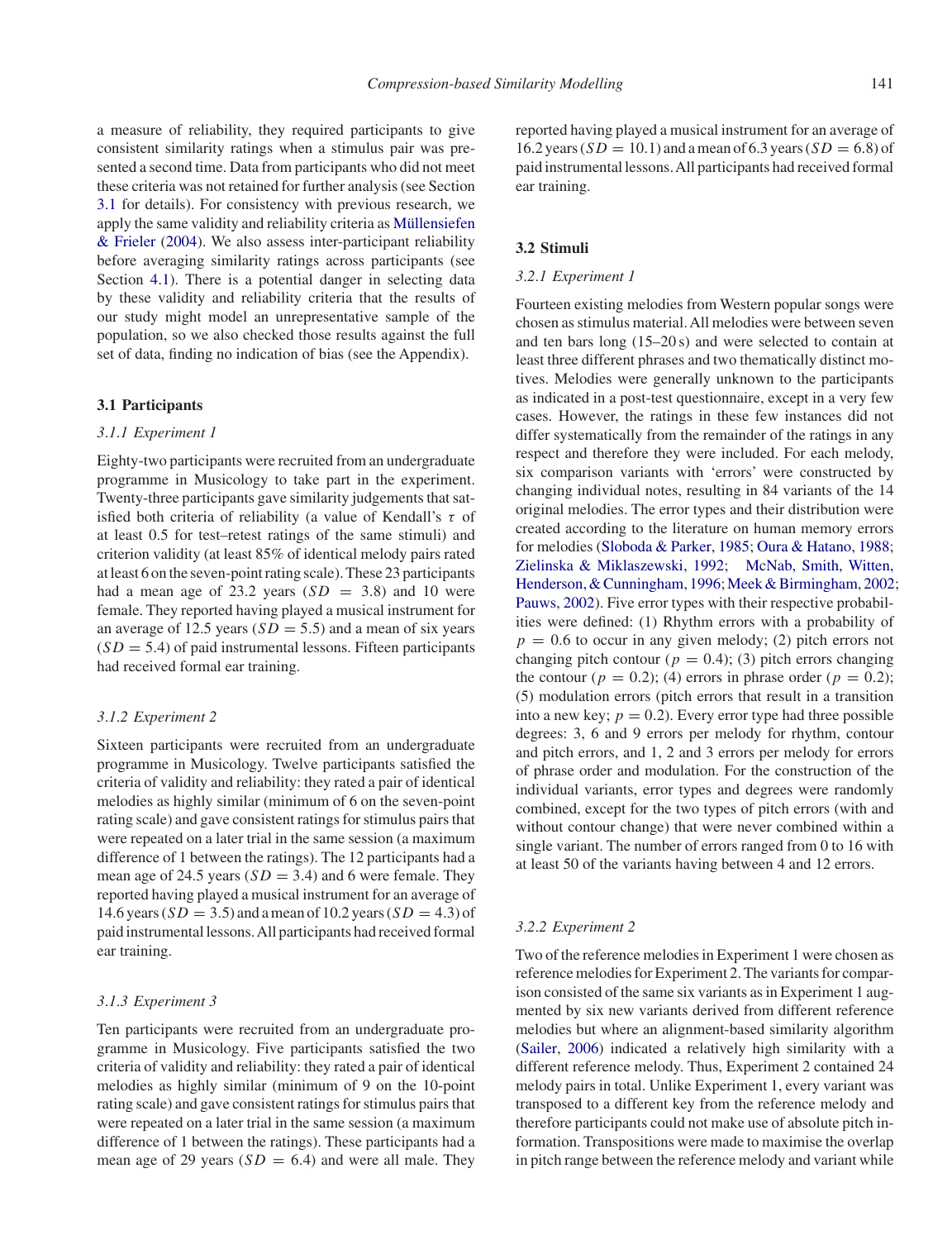a measure of reliability, they required participants to give consistent similarity ratings when a stimulus pair was presented a second time. Data from participants who did not meet these criteria was not retained for further analysis (see Section 3.1 for details). For consistency with previous research, we apply the same validity and reliability criteria as Müllensiefen & Frieler (2004). We also assess inter-participant reliability before averaging similarity ratings across participants (see Section 4.1). There is a potential danger in selecting data by these validity and reliability criteria that the results of our study might model an unrepresentative sample of the population, so we also checked those results against the full set of data, finding no indication of bias (see the Appendix).

### 3.1 Participants

#### *3.1.1 Experiment 1*

Eighty-two participants were recruited from an undergraduate programme in Musicology to take part in the experiment. Twenty-three participants gave similarity judgements that satisfied both criteria of reliability (a value of Kendall's $\tau$ of at least 0.5 for test–retest ratings of the same stimuli) and criterion validity (at least 85% of identical melody pairs rated at least 6 on the seven-point rating scale). These 23 participants had a mean age of 23.2 years ($SD = 3.8$) and 10 were female. They reported having played a musical instrument for an average of 12.5 years ($SD = 5.5$) and a mean of six years ($SD = 5.4$) of paid instrumental lessons. Fifteen participants had received formal ear training.

#### *3.1.2 Experiment 2*

Sixteen participants were recruited from an undergraduate programme in Musicology. Twelve participants satisfied the criteria of validity and reliability: they rated a pair of identical melodies as highly similar (minimum of 6 on the seven-point rating scale) and gave consistent ratings for stimulus pairs that were repeated on a later trial in the same session (a maximum difference of 1 between the ratings). The 12 participants had a mean age of 24.5 years ($SD = 3.4$) and 6 were female. They reported having played a musical instrument for an average of 14.6 years ($SD = 3.5$) and a mean of 10.2 years ($SD = 4.3$) of paid instrumental lessons. All participants had received formal ear training.

#### *3.1.3 Experiment 3*

Ten participants were recruited from an undergraduate programme in Musicology. Five participants satisfied the two criteria of validity and reliability: they rated a pair of identical melodies as highly similar (minimum of 9 on the 10-point rating scale) and gave consistent ratings for stimulus pairs that were repeated on a later trial in the same session (a maximum difference of 1 between the ratings). These participants had a mean age of 29 years ($SD = 6.4$) and were all male. They reported having played a musical instrument for an average of 16.2 years ($SD = 10.1$) and a mean of 6.3 years ($SD = 6.8$) of paid instrumental lessons. All participants had received formal ear training.

### 3.2 Stimuli

#### *3.2.1 Experiment 1*

Fourteen existing melodies from Western popular songs were chosen as stimulus material. All melodies were between seven and ten bars long (15–20 s) and were selected to contain at least three different phrases and two thematically distinct motives. Melodies were generally unknown to the participants as indicated in a post-test questionnaire, except in a very few cases. However, the ratings in these few instances did not differ systematically from the remainder of the ratings in any respect and therefore they were included. For each melody, six comparison variants with 'errors' were constructed by changing individual notes, resulting in 84 variants of the 14 original melodies. The error types and their distribution were created according to the literature on human memory errors for melodies (Sloboda & Parker, 1985; Oura & Hatano, 1988; Zielinska & Miklaszewski, 1992; McNab, Smith, Witten, Henderson, & Cunningham, 1996; Meek & Birmingham, 2002; Pauws, 2002). Five error types with their respective probabilities were defined: (1) Rhythm errors with a probability of $p = 0.6$ to occur in any given melody; (2) pitch errors not changing pitch contour ($p = 0.4$); (3) pitch errors changing the contour ($p = 0.2$); (4) errors in phrase order ($p = 0.2$); (5) modulation errors (pitch errors that result in a transition into a new key; $p = 0.2$). Every error type had three possible degrees: 3, 6 and 9 errors per melody for rhythm, contour and pitch errors, and 1, 2 and 3 errors per melody for errors of phrase order and modulation. For the construction of the individual variants, error types and degrees were randomly combined, except for the two types of pitch errors (with and without contour change) that were never combined within a single variant. The number of errors ranged from 0 to 16 with at least 50 of the variants having between 4 and 12 errors.

#### *3.2.2 Experiment 2*

Two of the reference melodies in Experiment 1 were chosen as reference melodies for Experiment 2. The variants for comparison consisted of the same six variants as in Experiment 1 augmented by six new variants derived from different reference melodies but where an alignment-based similarity algorithm (Sailer, 2006) indicated a relatively high similarity with a different reference melody. Thus, Experiment 2 contained 24 melody pairs in total. Unlike Experiment 1, every variant was transposed to a different key from the reference melody and therefore participants could not make use of absolute pitch information. Transpositions were made to maximise the overlap in pitch range between the reference melody and variant while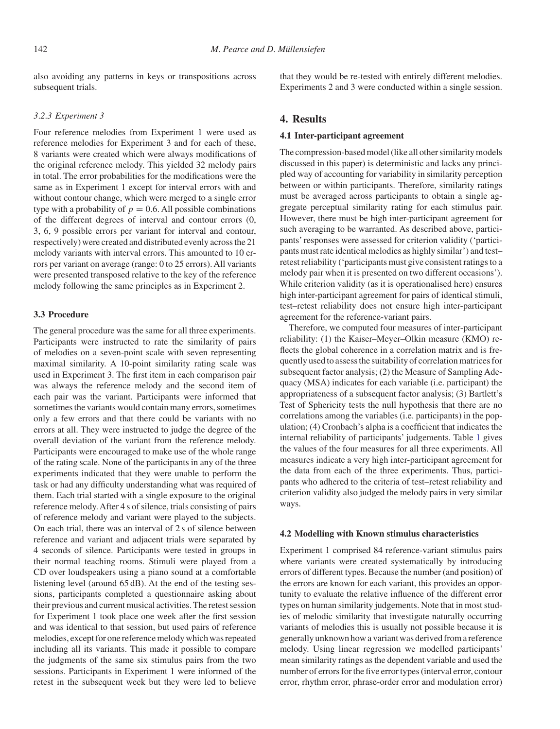also avoiding any patterns in keys or transpositions across subsequent trials.

#### *3.2.3 Experiment 3*

Four reference melodies from Experiment 1 were used as reference melodies for Experiment 3 and for each of these, 8 variants were created which were always modifications of the original reference melody. This yielded 32 melody pairs in total. The error probabilities for the modifications were the same as in Experiment 1 except for interval errors with and without contour change, which were merged to a single error type with a probability of $p = 0.6$. All possible combinations of the different degrees of interval and contour errors (0, 3, 6, 9 possible errors per variant for interval and contour, respectively) were created and distributed evenly across the 21 melody variants with interval errors. This amounted to 10 errors per variant on average (range: 0 to 25 errors). All variants were presented transposed relative to the key of the reference melody following the same principles as in Experiment 2.

### 3.3 Procedure

The general procedure was the same for all three experiments. Participants were instructed to rate the similarity of pairs of melodies on a seven-point scale with seven representing maximal similarity. A 10-point similarity rating scale was used in Experiment 3. The first item in each comparison pair was always the reference melody and the second item of each pair was the variant. Participants were informed that sometimes the variants would contain many errors, sometimes only a few errors and that there could be variants with no errors at all. They were instructed to judge the degree of the overall deviation of the variant from the reference melody. Participants were encouraged to make use of the whole range of the rating scale. None of the participants in any of the three experiments indicated that they were unable to perform the task or had any difficulty understanding what was required of them. Each trial started with a single exposure to the original reference melody. After 4 s of silence, trials consisting of pairs of reference melody and variant were played to the subjects. On each trial, there was an interval of 2 s of silence between reference and variant and adjacent trials were separated by 4 seconds of silence. Participants were tested in groups in their normal teaching rooms. Stimuli were played from a CD over loudspeakers using a piano sound at a comfortable listening level (around 65 dB). At the end of the testing sessions, participants completed a questionnaire asking about their previous and current musical activities. The retest session for Experiment 1 took place one week after the first session and was identical to that session, but used pairs of reference melodies, except for one reference melody which was repeated including all its variants. This made it possible to compare the judgments of the same six stimulus pairs from the two sessions. Participants in Experiment 1 were informed of the retest in the subsequent week but they were led to believe that they would be re-tested with entirely different melodies. Experiments 2 and 3 were conducted within a single session.

## 4. Results

### 4.1 Inter-participant agreement

The compression-based model (like all other similarity models discussed in this paper) is deterministic and lacks any principled way of accounting for variability in similarity perception between or within participants. Therefore, similarity ratings must be averaged across participants to obtain a single aggregate perceptual similarity rating for each stimulus pair. However, there must be high inter-participant agreement for such averaging to be warranted. As described above, participants' responses were assessed for criterion validity ('participants must rate identical melodies as highly similar') and test–retest reliability ('participants must give consistent ratings to a melody pair when it is presented on two different occasions'). While criterion validity (as it is operationalised here) ensures high inter-participant agreement for pairs of identical stimuli, test–retest reliability does not ensure high inter-participant agreement for the reference-variant pairs.

Therefore, we computed four measures of inter-participant reliability: (1) the Kaiser–Meyer–Olkin measure (KMO) reflects the global coherence in a correlation matrix and is frequently used to assess the suitability of correlation matrices for subsequent factor analysis; (2) the Measure of Sampling Adequacy (MSA) indicates for each variable (i.e. participant) the appropriateness of a subsequent factor analysis; (3) Bartlett's Test of Sphericity tests the null hypothesis that there are no correlations among the variables (i.e. participants) in the population; (4) Cronbach's alpha is a coefficient that indicates the internal reliability of participants' judgements. Table 1 gives the values of the four measures for all three experiments. All measures indicate a very high inter-participant agreement for the data from each of the three experiments. Thus, participants who adhered to the criteria of test–retest reliability and criterion validity also judged the melody pairs in very similar ways.

### 4.2 Modelling with Known stimulus characteristics

Experiment 1 comprised 84 reference-variant stimulus pairs where variants were created systematically by introducing errors of different types. Because the number (and position) of the errors are known for each variant, this provides an opportunity to evaluate the relative influence of the different error types on human similarity judgements. Note that in most studies of melodic similarity that investigate naturally occurring variants of melodies this is usually not possible because it is generally unknown how a variant was derived from a reference melody. Using linear regression we modelled participants' mean similarity ratings as the dependent variable and used the number of errors for the five error types (interval error, contour error, rhythm error, phrase-order error and modulation error)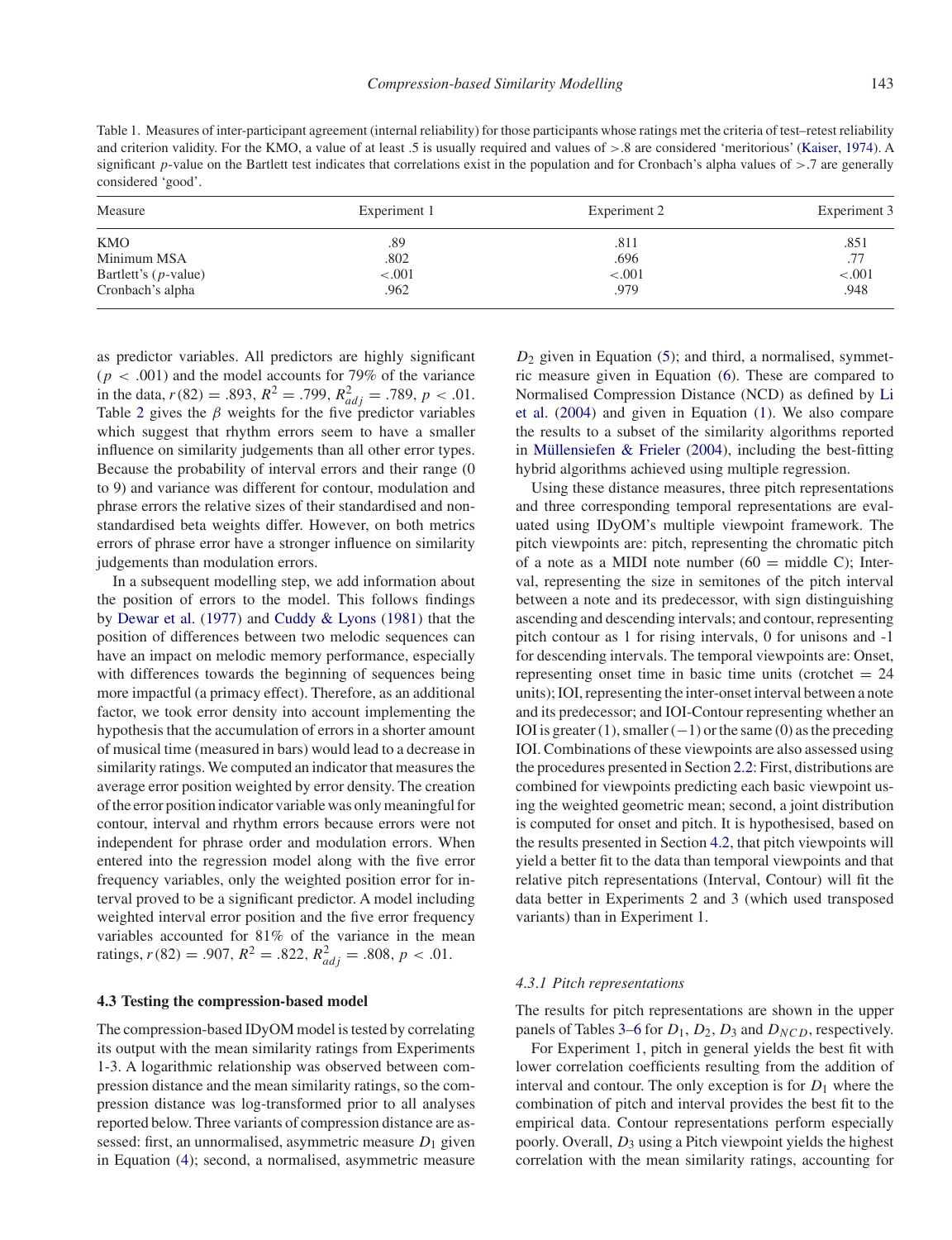Table 1. Measures of inter-participant agreement (internal reliability) for those participants whose ratings met the criteria of test–retest reliability and criterion validity. For the KMO, a value of at least .5 is usually required and values of >.8 are considered 'meritorious' (Kaiser, 1974). A significant $p$-value on the Bartlett test indicates that correlations exist in the population and for Cronbach's alpha values of >.7 are generally considered 'good'.

| Measure | Experiment 1 | Experiment 2 | Experiment 3 |
|---|---|---|---|
| KMO | .89 | .811 | .851 |
| Minimum MSA | .802 | .696 | .77 |
| Bartlett's ($p$-value) | <.001 | <.001 | <.001 |
| Cronbach's alpha | .962 | .979 | .948 |

as predictor variables. All predictors are highly significant ($p < .001$) and the model accounts for 79% of the variance in the data, $r(82) = .893$, $R^2 = .799$, $R^2_{adj} = .789$, $p < .01$. Table 2 gives the $\beta$ weights for the five predictor variables which suggest that rhythm errors seem to have a smaller influence on similarity judgements than all other error types. Because the probability of interval errors and their range (0 to 9) and variance was different for contour, modulation and phrase errors the relative sizes of their standardised and non-standardised beta weights differ. However, on both metrics errors of phrase error have a stronger influence on similarity judgements than modulation errors.

In a subsequent modelling step, we add information about the position of errors to the model. This follows findings by Dewar et al. (1977) and Cuddy & Lyons (1981) that the position of differences between two melodic sequences can have an impact on melodic memory performance, especially with differences towards the beginning of sequences being more impactful (a primacy effect). Therefore, as an additional factor, we took error density into account implementing the hypothesis that the accumulation of errors in a shorter amount of musical time (measured in bars) would lead to a decrease in similarity ratings. We computed an indicator that measures the average error position weighted by error density. The creation of the error position indicator variable was only meaningful for contour, interval and rhythm errors because errors were not independent for phrase order and modulation errors. When entered into the regression model along with the five error frequency variables, only the weighted position error for interval proved to be a significant predictor. A model including weighted interval error position and the five error frequency variables accounted for 81% of the variance in the mean ratings, $r(82) = .907$, $R^2 = .822$, $R^2_{adj} = .808$, $p < .01$.

### 4.3 Testing the compression-based model

The compression-based IDyOM model is tested by correlating its output with the mean similarity ratings from Experiments 1-3. A logarithmic relationship was observed between compression distance and the mean similarity ratings, so the compression distance was log-transformed prior to all analyses reported below. Three variants of compression distance are assessed: first, an unnormalised, asymmetric measure $D_1$ given in Equation (4); second, a normalised, asymmetric measure $D_2$ given in Equation (5); and third, a normalised, symmetric measure given in Equation (6). These are compared to Normalised Compression Distance (NCD) as defined by Li et al. (2004) and given in Equation (1). We also compare the results to a subset of the similarity algorithms reported in Müllensiefen & Frieler (2004), including the best-fitting hybrid algorithms achieved using multiple regression.

Using these distance measures, three pitch representations and three corresponding temporal representations are evaluated using IDyOM's multiple viewpoint framework. The pitch viewpoints are: pitch, representing the chromatic pitch of a note as a MIDI note number (60 = middle C); Interval, representing the size in semitones of the pitch interval between a note and its predecessor, with sign distinguishing ascending and descending intervals; and contour, representing pitch contour as 1 for rising intervals, 0 for unisons and -1 for descending intervals. The temporal viewpoints are: Onset, representing onset time in basic time units (crotchet = 24 units); IOI, representing the inter-onset interval between a note and its predecessor; and IOI-Contour representing whether an IOI is greater (1), smaller (−1) or the same (0) as the preceding IOI. Combinations of these viewpoints are also assessed using the procedures presented in Section 2.2: First, distributions are combined for viewpoints predicting each basic viewpoint using the weighted geometric mean; second, a joint distribution is computed for onset and pitch. It is hypothesised, based on the results presented in Section 4.2, that pitch viewpoints will yield a better fit to the data than temporal viewpoints and that relative pitch representations (Interval, Contour) will fit the data better in Experiments 2 and 3 (which used transposed variants) than in Experiment 1.

#### 4.3.1 Pitch representations

The results for pitch representations are shown in the upper panels of Tables 3–6 for $D_1$, $D_2$, $D_3$ and $D_{NCD}$, respectively.

For Experiment 1, pitch in general yields the best fit with lower correlation coefficients resulting from the addition of interval and contour. The only exception is for $D_1$ where the combination of pitch and interval provides the best fit to the empirical data. Contour representations perform especially poorly. Overall, $D_3$ using a Pitch viewpoint yields the highest correlation with the mean similarity ratings, accounting for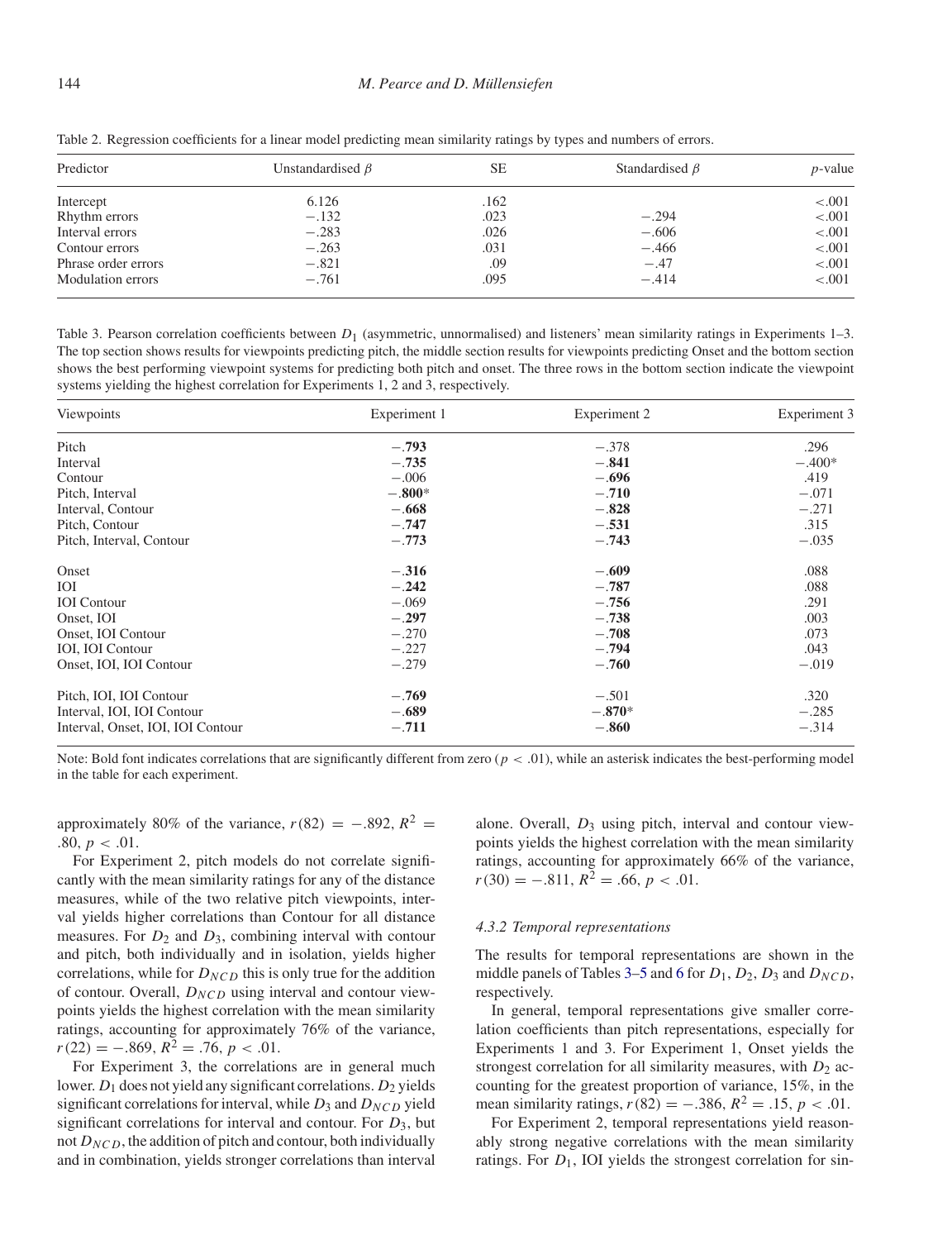Table 2. Regression coefficients for a linear model predicting mean similarity ratings by types and numbers of errors.

| Predictor | Unstandardised $\beta$ | SE | Standardised $\beta$ | $p$-value |
|---|---|---|---|---|
| Intercept | 6.126 | .162 | | <.001 |
| Rhythm errors | −.132 | .023 | −.294 | <.001 |
| Interval errors | −.283 | .026 | −.606 | <.001 |
| Contour errors | −.263 | .031 | −.466 | <.001 |
| Phrase order errors | −.821 | .09 | −.47 | <.001 |
| Modulation errors | −.761 | .095 | −.414 | <.001 |

Table 3. Pearson correlation coefficients between $D_1$ (asymmetric, unnormalised) and listeners' mean similarity ratings in Experiments 1–3. The top section shows results for viewpoints predicting pitch, the middle section results for viewpoints predicting Onset and the bottom section shows the best performing viewpoint systems for predicting both pitch and onset. The three rows in the bottom section indicate the viewpoint systems yielding the highest correlation for Experiments 1, 2 and 3, respectively.

| Viewpoints | Experiment 1 | Experiment 2 | Experiment 3 |
|---|---|---|---|
| Pitch | **−.793** | −.378 | .296 |
| Interval | **−.735** | **−.841** | −.400* |
| Contour | −.006 | **−.696** | .419 |
| Pitch, Interval | **−.800*** | **−.710** | −.071 |
| Interval, Contour | **−.668** | **−.828** | −.271 |
| Pitch, Contour | **−.747** | **−.531** | .315 |
| Pitch, Interval, Contour | **−.773** | **−.743** | −.035 |
| Onset | **−.316** | **−.609** | .088 |
| IOI | **−.242** | **−.787** | .088 |
| IOI Contour | −.069 | **−.756** | .291 |
| Onset, IOI | **−.297** | **−.738** | .003 |
| Onset, IOI Contour | −.270 | **−.708** | .073 |
| IOI, IOI Contour | −.227 | **−.794** | .043 |
| Onset, IOI, IOI Contour | −.279 | **−.760** | −.019 |
| Pitch, IOI, IOI Contour | **−.769** | −.501 | .320 |
| Interval, IOI, IOI Contour | **−.689** | **−.870*** | −.285 |
| Interval, Onset, IOI, IOI Contour | **−.711** | **−.860** | −.314 |

Note: Bold font indicates correlations that are significantly different from zero ($p < .01$), while an asterisk indicates the best-performing model in the table for each experiment.

approximately 80% of the variance, $r(82) = -.892$, $R^2 = .80$, $p < .01$.

For Experiment 2, pitch models do not correlate significantly with the mean similarity ratings for any of the distance measures, while of the two relative pitch viewpoints, interval yields higher correlations than Contour for all distance measures. For $D_2$ and $D_3$, combining interval with contour and pitch, both individually and in isolation, yields higher correlations, while for $D_{NCD}$ this is only true for the addition of contour. Overall, $D_{NCD}$ using interval and contour viewpoints yields the highest correlation with the mean similarity ratings, accounting for approximately 76% of the variance, $r(22) = -.869$, $R^2 = .76$, $p < .01$.

For Experiment 3, the correlations are in general much lower. $D_1$ does not yield any significant correlations. $D_2$ yields significant correlations for interval, while $D_3$ and $D_{NCD}$ yield significant correlations for interval and contour. For $D_3$, but not $D_{NCD}$, the addition of pitch and contour, both individually and in combination, yields stronger correlations than interval alone. Overall, $D_3$ using pitch, interval and contour viewpoints yields the highest correlation with the mean similarity ratings, accounting for approximately 66% of the variance, $r(30) = -.811$, $R^2 = .66$, $p < .01$.

#### 4.3.2 Temporal representations

The results for temporal representations are shown in the middle panels of Tables 3–5 and 6 for $D_1$, $D_2$, $D_3$ and $D_{NCD}$, respectively.

In general, temporal representations give smaller correlation coefficients than pitch representations, especially for Experiments 1 and 3. For Experiment 1, Onset yields the strongest correlation for all similarity measures, with $D_2$ accounting for the greatest proportion of variance, 15%, in the mean similarity ratings, $r(82) = -.386$, $R^2 = .15$, $p < .01$.

For Experiment 2, temporal representations yield reasonably strong negative correlations with the mean similarity ratings. For $D_1$, IOI yields the strongest correlation for sin-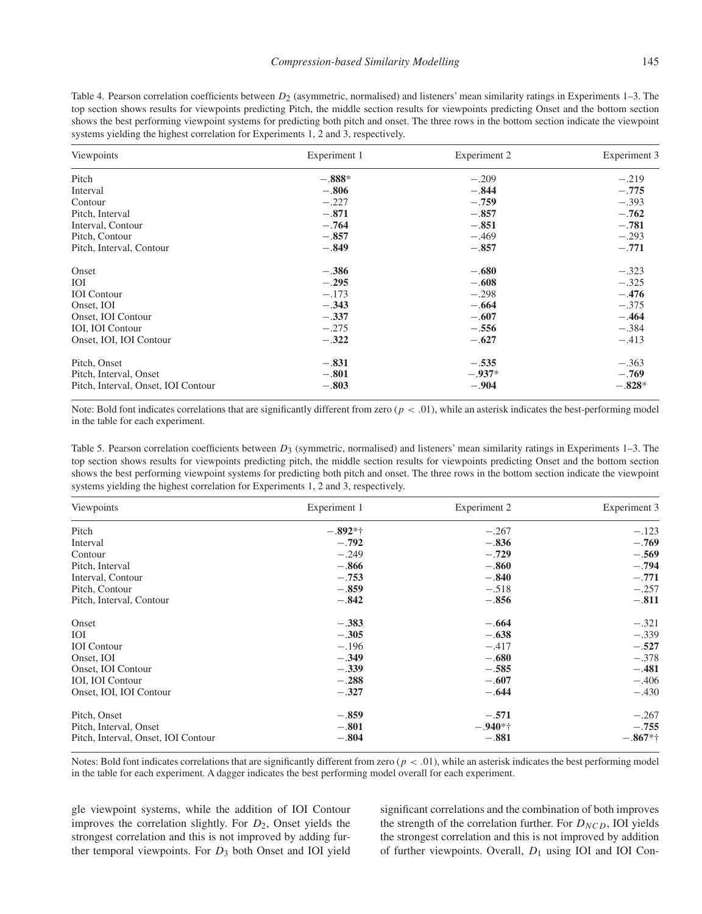Table 4. Pearson correlation coefficients between $D_2$ (asymmetric, normalised) and listeners' mean similarity ratings in Experiments 1–3. The top section shows results for viewpoints predicting Pitch, the middle section results for viewpoints predicting Onset and the bottom section shows the best performing viewpoint systems for predicting both pitch and onset. The three rows in the bottom section indicate the viewpoint systems yielding the highest correlation for Experiments 1, 2 and 3, respectively.

| Viewpoints | Experiment 1 | Experiment 2 | Experiment 3 |
|---|---|---|---|
| Pitch | **−.888*** | −.209 | −.219 |
| Interval | **−.806** | **−.844** | **−.775** |
| Contour | −.227 | **−.759** | −.393 |
| Pitch, Interval | **−.871** | **−.857** | **−.762** |
| Interval, Contour | **−.764** | **−.851** | **−.781** |
| Pitch, Contour | **−.857** | −.469 | −.293 |
| Pitch, Interval, Contour | **−.849** | **−.857** | **−.771** |
| Onset | **−.386** | **−.680** | −.323 |
| IOI | **−.295** | **−.608** | −.325 |
| IOI Contour | −.173 | −.298 | **−.476** |
| Onset, IOI | **−.343** | **−.664** | −.375 |
| Onset, IOI Contour | **−.337** | **−.607** | **−.464** |
| IOI, IOI Contour | −.275 | **−.556** | −.384 |
| Onset, IOI, IOI Contour | **−.322** | **−.627** | −.413 |
| Pitch, Onset | **−.831** | **−.535** | −.363 |
| Pitch, Interval, Onset | **−.801** | **−.937*** | **−.769** |
| Pitch, Interval, Onset, IOI Contour | **−.803** | **−.904** | **−.828*** |

Note: Bold font indicates correlations that are significantly different from zero ($p < .01$), while an asterisk indicates the best-performing model in the table for each experiment.

Table 5. Pearson correlation coefficients between $D_3$ (symmetric, normalised) and listeners' mean similarity ratings in Experiments 1–3. The top section shows results for viewpoints predicting pitch, the middle section results for viewpoints predicting Onset and the bottom section shows the best performing viewpoint systems for predicting both pitch and onset. The three rows in the bottom section indicate the viewpoint systems yielding the highest correlation for Experiments 1, 2 and 3, respectively.

| Viewpoints | Experiment 1 | Experiment 2 | Experiment 3 |
|---|---|---|---|
| Pitch | **−.892*†** | −.267 | −.123 |
| Interval | **−.792** | **−.836** | **−.769** |
| Contour | −.249 | **−.729** | **−.569** |
| Pitch, Interval | **−.866** | **−.860** | **−.794** |
| Interval, Contour | **−.753** | **−.840** | **−.771** |
| Pitch, Contour | **−.859** | −.518 | −.257 |
| Pitch, Interval, Contour | **−.842** | **−.856** | **−.811** |
| Onset | **−.383** | **−.664** | −.321 |
| IOI | **−.305** | **−.638** | −.339 |
| IOI Contour | −.196 | −.417 | **−.527** |
| Onset, IOI | **−.349** | **−.680** | −.378 |
| Onset, IOI Contour | **−.339** | **−.585** | **−.481** |
| IOI, IOI Contour | **−.288** | **−.607** | −.406 |
| Onset, IOI, IOI Contour | **−.327** | **−.644** | −.430 |
| Pitch, Onset | **−.859** | **−.571** | −.267 |
| Pitch, Interval, Onset | **−.801** | **−.940*†** | **−.755** |
| Pitch, Interval, Onset, IOI Contour | **−.804** | **−.881** | **−.867*†** |

Notes: Bold font indicates correlations that are significantly different from zero ($p < .01$), while an asterisk indicates the best performing model in the table for each experiment. A dagger indicates the best performing model overall for each experiment.

gle viewpoint systems, while the addition of IOI Contour improves the correlation slightly. For $D_2$, Onset yields the strongest correlation and this is not improved by adding further temporal viewpoints. For $D_3$ both Onset and IOI yield significant correlations and the combination of both improves the strength of the correlation further. For $D_{NCD}$, IOI yields the strongest correlation and this is not improved by addition of further viewpoints. Overall, $D_1$ using IOI and IOI Con-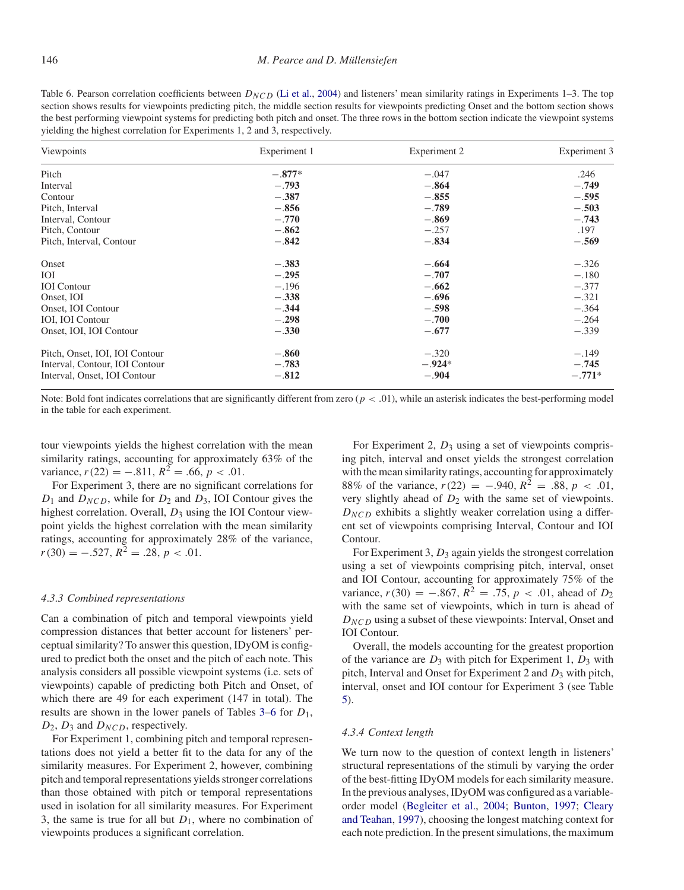Table 6. Pearson correlation coefficients between $D_{NCD}$ (Li et al., 2004) and listeners' mean similarity ratings in Experiments 1–3. The top section shows results for viewpoints predicting pitch, the middle section results for viewpoints predicting Onset and the bottom section shows the best performing viewpoint systems for predicting both pitch and onset. The three rows in the bottom section indicate the viewpoint systems yielding the highest correlation for Experiments 1, 2 and 3, respectively.

| Viewpoints | Experiment 1 | Experiment 2 | Experiment 3 |
|---|---|---|---|
| Pitch | **−.877*** | −.047 | .246 |
| Interval | **−.793** | **−.864** | **−.749** |
| Contour | **−.387** | **−.855** | **−.595** |
| Pitch, Interval | **−.856** | **−.789** | **−.503** |
| Interval, Contour | **−.770** | **−.869** | **−.743** |
| Pitch, Contour | **−.862** | −.257 | .197 |
| Pitch, Interval, Contour | **−.842** | **−.834** | **−.569** |
| Onset | **−.383** | **−.664** | −.326 |
| IOI | **−.295** | **−.707** | −.180 |
| IOI Contour | −.196 | **−.662** | −.377 |
| Onset, IOI | **−.338** | **−.696** | −.321 |
| Onset, IOI Contour | **−.344** | **−.598** | −.364 |
| IOI, IOI Contour | **−.298** | **−.700** | −.264 |
| Onset, IOI, IOI Contour | **−.330** | **−.677** | −.339 |
| Pitch, Onset, IOI, IOI Contour | **−.860** | −.320 | −.149 |
| Interval, Contour, IOI Contour | **−.783** | **−.924*** | **−.745** |
| Interval, Onset, IOI Contour | **−.812** | **−.904** | **−.771*** |

Note: Bold font indicates correlations that are significantly different from zero ($p < .01$), while an asterisk indicates the best-performing model in the table for each experiment.

tour viewpoints yields the highest correlation with the mean similarity ratings, accounting for approximately 63% of the variance, $r(22) = -.811$, $R^2 = .66$, $p < .01$.

For Experiment 3, there are no significant correlations for $D_1$ and $D_{NCD}$, while for $D_2$ and $D_3$, IOI Contour gives the highest correlation. Overall, $D_3$ using the IOI Contour viewpoint yields the highest correlation with the mean similarity ratings, accounting for approximately 28% of the variance, $r(30) = -.527$, $R^2 = .28$, $p < .01$.

#### 4.3.3 Combined representations

Can a combination of pitch and temporal viewpoints yield compression distances that better account for listeners' perceptual similarity? To answer this question, IDyOM is configured to predict both the onset and the pitch of each note. This analysis considers all possible viewpoint systems (i.e. sets of viewpoints) capable of predicting both Pitch and Onset, of which there are 49 for each experiment (147 in total). The results are shown in the lower panels of Tables 3–6 for $D_1$, $D_2$, $D_3$ and $D_{NCD}$, respectively.

For Experiment 1, combining pitch and temporal representations does not yield a better fit to the data for any of the similarity measures. For Experiment 2, however, combining pitch and temporal representations yields stronger correlations than those obtained with pitch or temporal representations used in isolation for all similarity measures. For Experiment 3, the same is true for all but $D_1$, where no combination of viewpoints produces a significant correlation.

For Experiment 2, $D_3$ using a set of viewpoints comprising pitch, interval and onset yields the strongest correlation with the mean similarity ratings, accounting for approximately 88% of the variance, $r(22) = -.940$, $R^2 = .88$, $p < .01$, very slightly ahead of $D_2$ with the same set of viewpoints. $D_{NCD}$ exhibits a slightly weaker correlation using a different set of viewpoints comprising Interval, Contour and IOI Contour.

For Experiment 3, $D_3$ again yields the strongest correlation using a set of viewpoints comprising pitch, interval, onset and IOI Contour, accounting for approximately 75% of the variance, $r(30) = -.867$, $R^2 = .75$, $p < .01$, ahead of $D_2$ with the same set of viewpoints, which in turn is ahead of $D_{NCD}$ using a subset of these viewpoints: Interval, Onset and IOI Contour.

Overall, the models accounting for the greatest proportion of the variance are $D_3$ with pitch for Experiment 1, $D_3$ with pitch, Interval and Onset for Experiment 2 and $D_3$ with pitch, interval, onset and IOI contour for Experiment 3 (see Table 5).

#### 4.3.4 Context length

We turn now to the question of context length in listeners' structural representations of the stimuli by varying the order of the best-fitting IDyOM models for each similarity measure. In the previous analyses, IDyOM was configured as a variable-order model (Begleiter et al., 2004; Bunton, 1997; Cleary and Teahan, 1997), choosing the longest matching context for each note prediction. In the present simulations, the maximum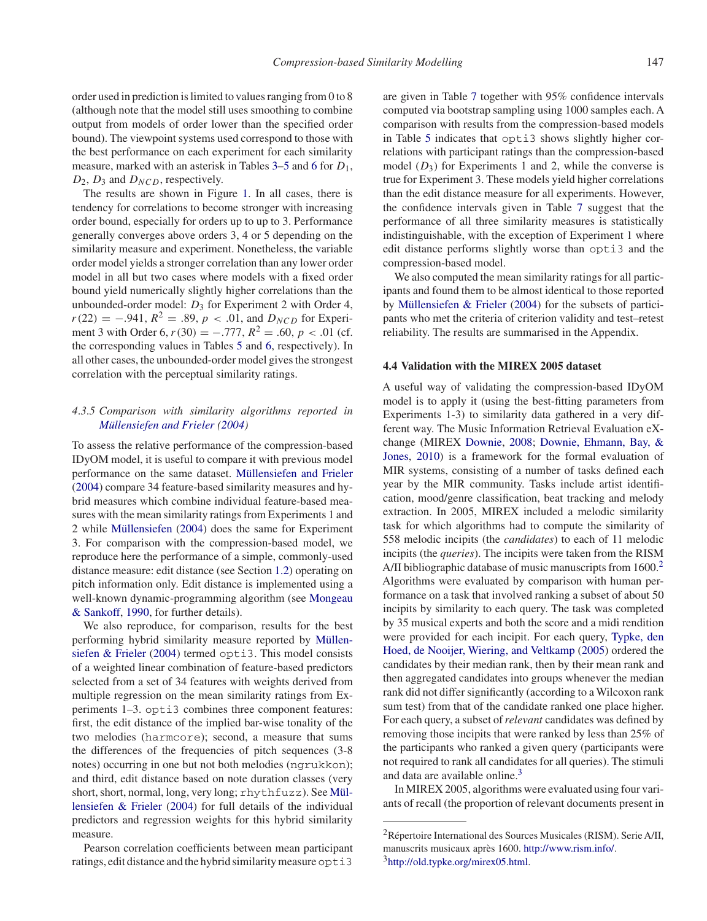order used in prediction is limited to values ranging from 0 to 8 (although note that the model still uses smoothing to combine output from models of order lower than the specified order bound). The viewpoint systems used correspond to those with the best performance on each experiment for each similarity measure, marked with an asterisk in Tables 3–5 and 6 for $D_1$, $D_2$, $D_3$ and $D_{NCD}$, respectively.

The results are shown in Figure 1. In all cases, there is tendency for correlations to become stronger with increasing order bound, especially for orders up to up to 3. Performance generally converges above orders 3, 4 or 5 depending on the similarity measure and experiment. Nonetheless, the variable order model yields a stronger correlation than any lower order model in all but two cases where models with a fixed order bound yield numerically slightly higher correlations than the unbounded-order model: $D_3$ for Experiment 2 with Order 4, $r(22) = -.941$, $R^2 = .89$, $p < .01$, and $D_{NCD}$ for Experiment 3 with Order 6, $r(30) = -.777$, $R^2 = .60$, $p < .01$ (cf. the corresponding values in Tables 5 and 6, respectively). In all other cases, the unbounded-order model gives the strongest correlation with the perceptual similarity ratings.

#### *4.3.5 Comparison with similarity algorithms reported in Müllensiefen and Frieler (2004)*

To assess the relative performance of the compression-based IDyOM model, it is useful to compare it with previous model performance on the same dataset. Müllensiefen and Frieler (2004) compare 34 feature-based similarity measures and hybrid measures which combine individual feature-based measures with the mean similarity ratings from Experiments 1 and 2 while Müllensiefen (2004) does the same for Experiment 3. For comparison with the compression-based model, we reproduce here the performance of a simple, commonly-used distance measure: edit distance (see Section 1.2) operating on pitch information only. Edit distance is implemented using a well-known dynamic-programming algorithm (see Mongeau & Sankoff, 1990, for further details).

We also reproduce, for comparison, results for the best performing hybrid similarity measure reported by Müllensiefen & Frieler (2004) termed `opti3`. This model consists of a weighted linear combination of feature-based predictors selected from a set of 34 features with weights derived from multiple regression on the mean similarity ratings from Experiments 1–3. `opti3` combines three component features: first, the edit distance of the implied bar-wise tonality of the two melodies (`harmcore`); second, a measure that sums the differences of the frequencies of pitch sequences (3-8 notes) occurring in one but not both melodies (`ngrukkon`); and third, edit distance based on note duration classes (very short, short, normal, long, very long; `rhythfuzz`). See Müllensiefen & Frieler (2004) for full details of the individual predictors and regression weights for this hybrid similarity measure.

Pearson correlation coefficients between mean participant ratings, edit distance and the hybrid similarity measure `opti3` are given in Table 7 together with 95% confidence intervals computed via bootstrap sampling using 1000 samples each. A comparison with results from the compression-based models in Table 5 indicates that `opti3` shows slightly higher correlations with participant ratings than the compression-based model ($D_3$) for Experiments 1 and 2, while the converse is true for Experiment 3. These models yield higher correlations than the edit distance measure for all experiments. However, the confidence intervals given in Table 7 suggest that the performance of all three similarity measures is statistically indistinguishable, with the exception of Experiment 1 where edit distance performs slightly worse than `opti3` and the compression-based model.

We also computed the mean similarity ratings for all participants and found them to be almost identical to those reported by Müllensiefen & Frieler (2004) for the subsets of participants who met the criteria of criterion validity and test–retest reliability. The results are summarised in the Appendix.

### 4.4 Validation with the MIREX 2005 dataset

A useful way of validating the compression-based IDyOM model is to apply it (using the best-fitting parameters from Experiments 1-3) to similarity data gathered in a very different way. The Music Information Retrieval Evaluation eXchange (MIREX Downie, 2008; Downie, Ehmann, Bay, & Jones, 2010) is a framework for the formal evaluation of MIR systems, consisting of a number of tasks defined each year by the MIR community. Tasks include artist identification, mood/genre classification, beat tracking and melody extraction. In 2005, MIREX included a melodic similarity task for which algorithms had to compute the similarity of 558 melodic incipits (the *candidates*) to each of 11 melodic incipits (the *queries*). The incipits were taken from the RISM A/II bibliographic database of music manuscripts from 1600.[2] Algorithms were evaluated by comparison with human performance on a task that involved ranking a subset of about 50 incipits by similarity to each query. The task was completed by 35 musical experts and both the score and a midi rendition were provided for each incipit. For each query, Typke, den Hoed, de Nooijer, Wiering, and Veltkamp (2005) ordered the candidates by their median rank, then by their mean rank and then aggregated candidates into groups whenever the median rank did not differ significantly (according to a Wilcoxon rank sum test) from that of the candidate ranked one place higher. For each query, a subset of *relevant* candidates was defined by removing those incipits that were ranked by less than 25% of the participants who ranked a given query (participants were not required to rank all candidates for all queries). The stimuli and data are available online.[3]

In MIREX 2005, algorithms were evaluated using four variants of recall (the proportion of relevant documents present in

---

[2] Répertoire International des Sources Musicales (RISM). Serie A/II, manuscrits musicaux après 1600. http://www.rism.info/.

[3] http://old.typke.org/mirex05.html.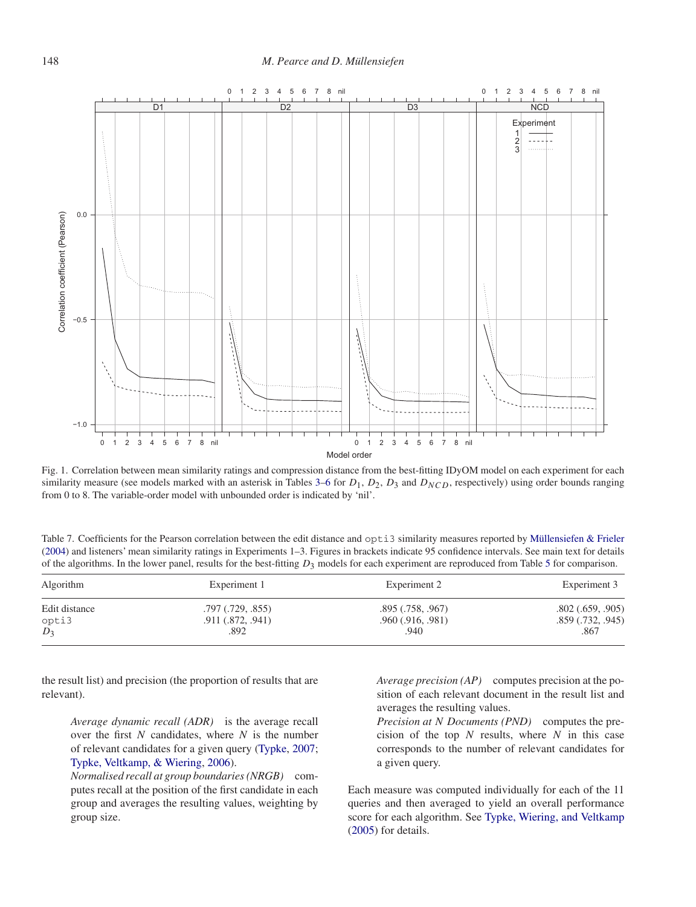Fig. 1. Correlation between mean similarity ratings and compression distance from the best-fitting IDyOM model on each experiment for each similarity measure (see models marked with an asterisk in Tables 3–6 for $D_1$, $D_2$, $D_3$ and $D_{NCD}$, respectively) using order bounds ranging from 0 to 8. The variable-order model with unbounded order is indicated by 'nil'.

Table 7. Coefficients for the Pearson correlation between the edit distance and `opti3` similarity measures reported by Müllensiefen & Frieler (2004) and listeners' mean similarity ratings in Experiments 1–3. Figures in brackets indicate 95 confidence intervals. See main text for details of the algorithms. In the lower panel, results for the best-fitting $D_3$ models for each experiment are reproduced from Table 5 for comparison.

| Algorithm | Experiment 1 | Experiment 2 | Experiment 3 |
|---|---|---|---|
| Edit distance | .797 (.729, .855) | .895 (.758, .967) | .802 (.659, .905) |
| `opti3` | .911 (.872, .941) | .960 (.916, .981) | .859 (.732, .945) |
| $D_3$ | .892 | .940 | .867 |

the result list) and precision (the proportion of results that are relevant).

> *Average dynamic recall (ADR)* is the average recall over the first $N$ candidates, where $N$ is the number of relevant candidates for a given query (Typke, 2007; Typke, Veltkamp, & Wiering, 2006).
>
> *Normalised recall at group boundaries (NRGB)* computes recall at the position of the first candidate in each group and averages the resulting values, weighting by group size.
>
> *Average precision (AP)* computes precision at the position of each relevant document in the result list and averages the resulting values.
>
> *Precision at N Documents (PND)* computes the precision of the top $N$ results, where $N$ in this case corresponds to the number of relevant candidates for a given query.

Each measure was computed individually for each of the 11 queries and then averaged to yield an overall performance score for each algorithm. See Typke, Wiering, and Veltkamp (2005) for details.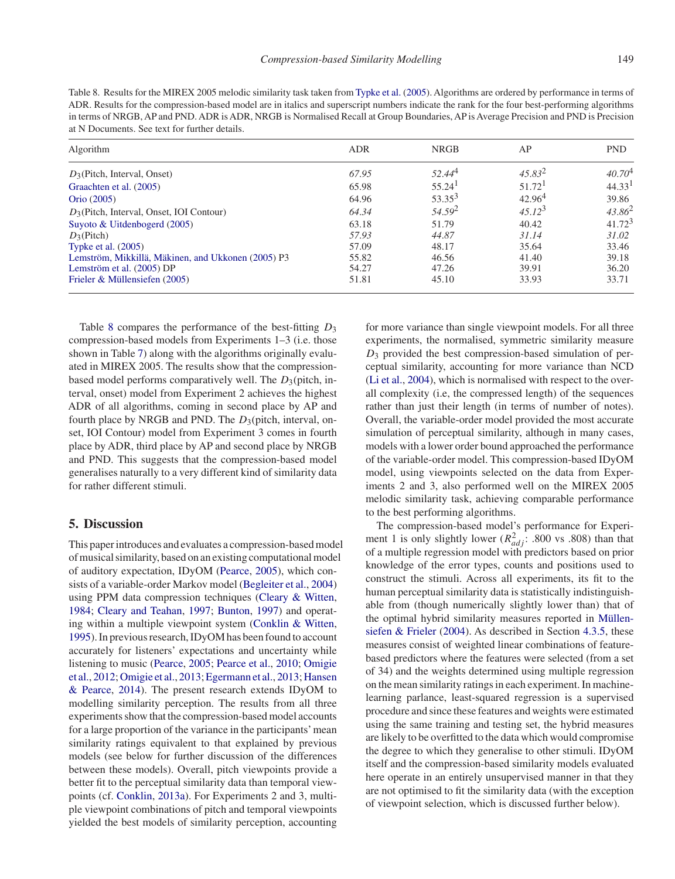Table 8. Results for the MIREX 2005 melodic similarity task taken from Typke et al. (2005). Algorithms are ordered by performance in terms of ADR. Results for the compression-based model are in italics and superscript numbers indicate the rank for the four best-performing algorithms in terms of NRGB, AP and PND. ADR is ADR, NRGB is Normalised Recall at Group Boundaries, AP is Average Precision and PND is Precision at N Documents. See text for further details.

| Algorithm | ADR | NRGB | AP | PND |
|---|---|---|---|---|
| $D_3$(Pitch, Interval, Onset) | *67.95* | *52.44*[4] | *45.83*[2] | *40.70*[4] |
| Graachten et al. (2005) | 65.98 | 55.24[1] | 51.72[1] | 44.33[1] |
| Orio (2005) | 64.96 | 53.35[3] | 42.96[4] | 39.86 |
| $D_3$(Pitch, Interval, Onset, IOI Contour) | *64.34* | *54.59*[2] | *45.12*[3] | *43.86*[2] |
| Suyoto & Uitdenbogerd (2005) | 63.18 | 51.79 | 40.42 | 41.72[3] |
| $D_3$(Pitch) | *57.93* | *44.87* | *31.14* | *31.02* |
| Typke et al. (2005) | 57.09 | 48.17 | 35.64 | 33.46 |
| Lemström, Mikkilä, Mäkinen, and Ukkonen (2005) P3 | 55.82 | 46.56 | 41.40 | 39.18 |
| Lemström et al. (2005) DP | 54.27 | 47.26 | 39.91 | 36.20 |
| Frieler & Müllensiefen (2005) | 51.81 | 45.10 | 33.93 | 33.71 |

Table 8 compares the performance of the best-fitting $D_3$ compression-based models from Experiments 1–3 (i.e. those shown in Table 7) along with the algorithms originally evaluated in MIREX 2005. The results show that the compression-based model performs comparatively well. The $D_3$(pitch, interval, onset) model from Experiment 2 achieves the highest ADR of all algorithms, coming in second place by AP and fourth place by NRGB and PND. The $D_3$(pitch, interval, onset, IOI Contour) model from Experiment 3 comes in fourth place by ADR, third place by AP and second place by NRGB and PND. This suggests that the compression-based model generalises naturally to a very different kind of similarity data for rather different stimuli.

## 5. Discussion

This paper introduces and evaluates a compression-based model of musical similarity, based on an existing computational model of auditory expectation, IDyOM (Pearce, 2005), which consists of a variable-order Markov model (Begleiter et al., 2004) using PPM data compression techniques (Cleary & Witten, 1984; Cleary and Teahan, 1997; Bunton, 1997) and operating within a multiple viewpoint system (Conklin & Witten, 1995). In previous research, IDyOM has been found to account accurately for listeners' expectations and uncertainty while listening to music (Pearce, 2005; Pearce et al., 2010; Omigie et al., 2012; Omigie et al., 2013; Egermann et al., 2013; Hansen & Pearce, 2014). The present research extends IDyOM to modelling similarity perception. The results from all three experiments show that the compression-based model accounts for a large proportion of the variance in the participants' mean similarity ratings equivalent to that explained by previous models (see below for further discussion of the differences between these models). Overall, pitch viewpoints provide a better fit to the perceptual similarity data than temporal viewpoints (cf. Conklin, 2013a). For Experiments 2 and 3, multiple viewpoint combinations of pitch and temporal viewpoints yielded the best models of similarity perception, accounting for more variance than single viewpoint models. For all three experiments, the normalised, symmetric similarity measure $D_3$ provided the best compression-based simulation of perceptual similarity, accounting for more variance than NCD (Li et al., 2004), which is normalised with respect to the overall complexity (i.e, the compressed length) of the sequences rather than just their length (in terms of number of notes). Overall, the variable-order model provided the most accurate simulation of perceptual similarity, although in many cases, models with a lower order bound approached the performance of the variable-order model. This compression-based IDyOM model, using viewpoints selected on the data from Experiments 2 and 3, also performed well on the MIREX 2005 melodic similarity task, achieving comparable performance to the best performing algorithms.

The compression-based model's performance for Experiment 1 is only slightly lower ($R^2_{adj}$: .800 vs .808) than that of a multiple regression model with predictors based on prior knowledge of the error types, counts and positions used to construct the stimuli. Across all experiments, its fit to the human perceptual similarity data is statistically indistinguishable from (though numerically slightly lower than) that of the optimal hybrid similarity measures reported in Müllensiefen & Frieler (2004). As described in Section 4.3.5, these measures consist of weighted linear combinations of feature-based predictors where the features were selected (from a set of 34) and the weights determined using multiple regression on the mean similarity ratings in each experiment. In machine-learning parlance, least-squared regression is a supervised procedure and since these features and weights were estimated using the same training and testing set, the hybrid measures are likely to be overfitted to the data which would compromise the degree to which they generalise to other stimuli. IDyOM itself and the compression-based similarity models evaluated here operate in an entirely unsupervised manner in that they are not optimised to fit the similarity data (with the exception of viewpoint selection, which is discussed further below).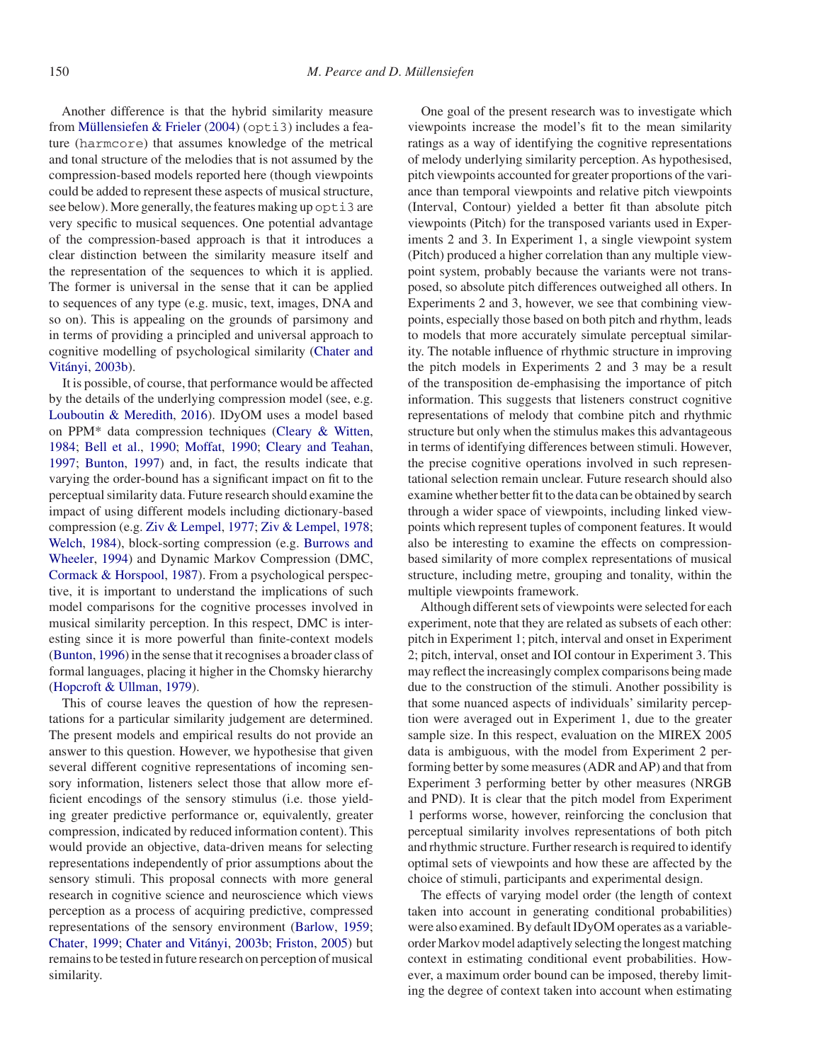Another difference is that the hybrid similarity measure from Müllensiefen & Frieler (2004) (opti3) includes a feature (harmcore) that assumes knowledge of the metrical and tonal structure of the melodies that is not assumed by the compression-based models reported here (though viewpoints could be added to represent these aspects of musical structure, see below). More generally, the features making up opti3 are very specific to musical sequences. One potential advantage of the compression-based approach is that it introduces a clear distinction between the similarity measure itself and the representation of the sequences to which it is applied. The former is universal in the sense that it can be applied to sequences of any type (e.g. music, text, images, DNA and so on). This is appealing on the grounds of parsimony and in terms of providing a principled and universal approach to cognitive modelling of psychological similarity (Chater and Vitányi, 2003b).

It is possible, of course, that performance would be affected by the details of the underlying compression model (see, e.g. Louboutin & Meredith, 2016). IDyOM uses a model based on PPM* data compression techniques (Cleary & Witten, 1984; Bell et al., 1990; Moffat, 1990; Cleary and Teahan, 1997; Bunton, 1997) and, in fact, the results indicate that varying the order-bound has a significant impact on fit to the perceptual similarity data. Future research should examine the impact of using different models including dictionary-based compression (e.g. Ziv & Lempel, 1977; Ziv & Lempel, 1978; Welch, 1984), block-sorting compression (e.g. Burrows and Wheeler, 1994) and Dynamic Markov Compression (DMC, Cormack & Horspool, 1987). From a psychological perspective, it is important to understand the implications of such model comparisons for the cognitive processes involved in musical similarity perception. In this respect, DMC is interesting since it is more powerful than finite-context models (Bunton, 1996) in the sense that it recognises a broader class of formal languages, placing it higher in the Chomsky hierarchy (Hopcroft & Ullman, 1979).

This of course leaves the question of how the representations for a particular similarity judgement are determined. The present models and empirical results do not provide an answer to this question. However, we hypothesise that given several different cognitive representations of incoming sensory information, listeners select those that allow more efficient encodings of the sensory stimulus (i.e. those yielding greater predictive performance or, equivalently, greater compression, indicated by reduced information content). This would provide an objective, data-driven means for selecting representations independently of prior assumptions about the sensory stimuli. This proposal connects with more general research in cognitive science and neuroscience which views perception as a process of acquiring predictive, compressed representations of the sensory environment (Barlow, 1959; Chater, 1999; Chater and Vitányi, 2003b; Friston, 2005) but remains to be tested in future research on perception of musical similarity.

One goal of the present research was to investigate which viewpoints increase the model's fit to the mean similarity ratings as a way of identifying the cognitive representations of melody underlying similarity perception. As hypothesised, pitch viewpoints accounted for greater proportions of the variance than temporal viewpoints and relative pitch viewpoints (Interval, Contour) yielded a better fit than absolute pitch viewpoints (Pitch) for the transposed variants used in Experiments 2 and 3. In Experiment 1, a single viewpoint system (Pitch) produced a higher correlation than any multiple viewpoint system, probably because the variants were not transposed, so absolute pitch differences outweighed all others. In Experiments 2 and 3, however, we see that combining viewpoints, especially those based on both pitch and rhythm, leads to models that more accurately simulate perceptual similarity. The notable influence of rhythmic structure in improving the pitch models in Experiments 2 and 3 may be a result of the transposition de-emphasising the importance of pitch information. This suggests that listeners construct cognitive representations of melody that combine pitch and rhythmic structure but only when the stimulus makes this advantageous in terms of identifying differences between stimuli. However, the precise cognitive operations involved in such representational selection remain unclear. Future research should also examine whether better fit to the data can be obtained by search through a wider space of viewpoints, including linked viewpoints which represent tuples of component features. It would also be interesting to examine the effects on compression-based similarity of more complex representations of musical structure, including metre, grouping and tonality, within the multiple viewpoints framework.

Although different sets of viewpoints were selected for each experiment, note that they are related as subsets of each other: pitch in Experiment 1; pitch, interval and onset in Experiment 2; pitch, interval, onset and IOI contour in Experiment 3. This may reflect the increasingly complex comparisons being made due to the construction of the stimuli. Another possibility is that some nuanced aspects of individuals' similarity perception were averaged out in Experiment 1, due to the greater sample size. In this respect, evaluation on the MIREX 2005 data is ambiguous, with the model from Experiment 2 performing better by some measures (ADR and AP) and that from Experiment 3 performing better by other measures (NRGB and PND). It is clear that the pitch model from Experiment 1 performs worse, however, reinforcing the conclusion that perceptual similarity involves representations of both pitch and rhythmic structure. Further research is required to identify optimal sets of viewpoints and how these are affected by the choice of stimuli, participants and experimental design.

The effects of varying model order (the length of context taken into account in generating conditional probabilities) were also examined. By default IDyOM operates as a variable-order Markov model adaptively selecting the longest matching context in estimating conditional event probabilities. However, a maximum order bound can be imposed, thereby limiting the degree of context taken into account when estimating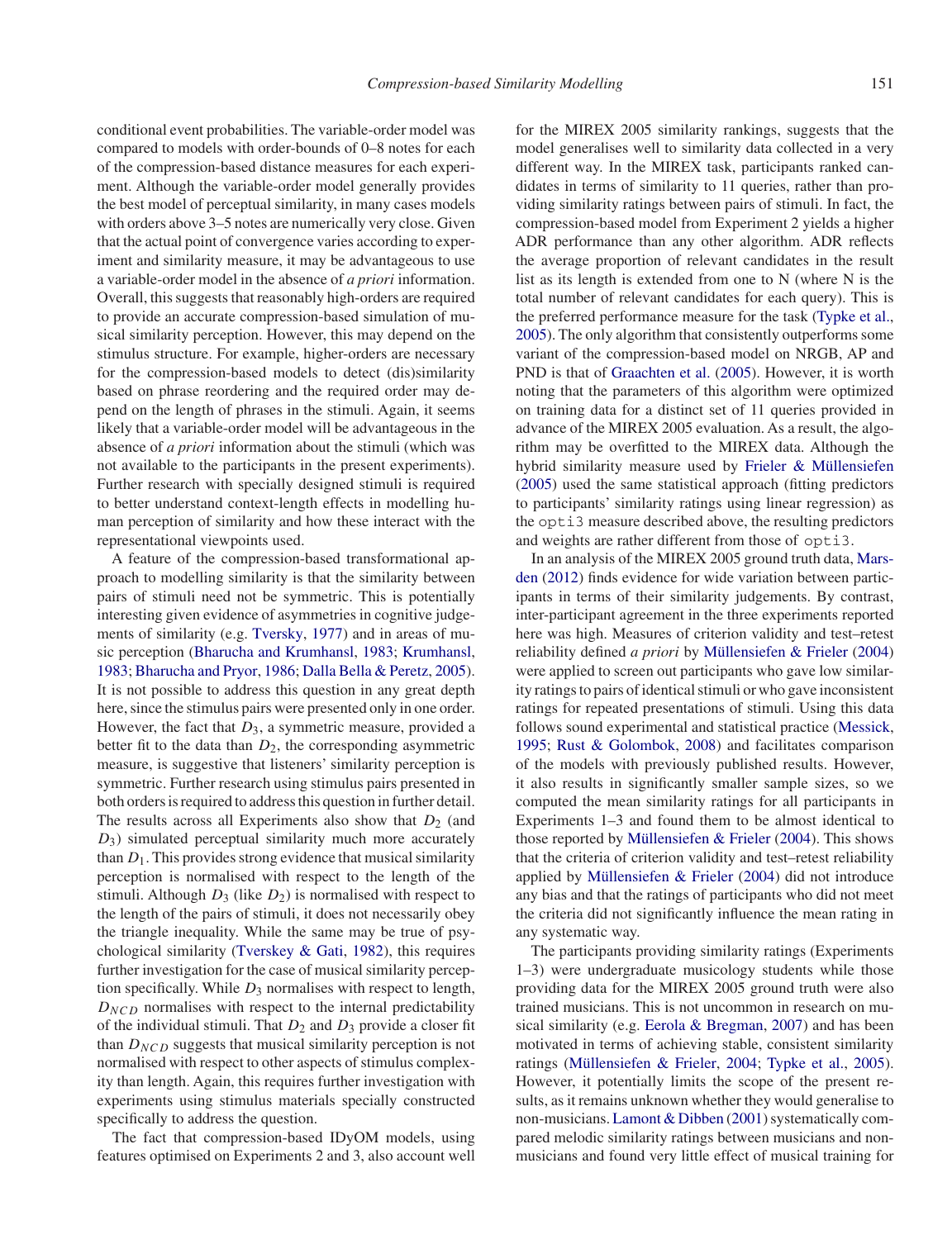conditional event probabilities. The variable-order model was compared to models with order-bounds of 0–8 notes for each of the compression-based distance measures for each experiment. Although the variable-order model generally provides the best model of perceptual similarity, in many cases models with orders above 3–5 notes are numerically very close. Given that the actual point of convergence varies according to experiment and similarity measure, it may be advantageous to use a variable-order model in the absence of *a priori* information. Overall, this suggests that reasonably high-orders are required to provide an accurate compression-based simulation of musical similarity perception. However, this may depend on the stimulus structure. For example, higher-orders are necessary for the compression-based models to detect (dis)similarity based on phrase reordering and the required order may depend on the length of phrases in the stimuli. Again, it seems likely that a variable-order model will be advantageous in the absence of *a priori* information about the stimuli (which was not available to the participants in the present experiments). Further research with specially designed stimuli is required to better understand context-length effects in modelling human perception of similarity and how these interact with the representational viewpoints used.

A feature of the compression-based transformational approach to modelling similarity is that the similarity between pairs of stimuli need not be symmetric. This is potentially interesting given evidence of asymmetries in cognitive judgements of similarity (e.g. Tversky, 1977) and in areas of music perception (Bharucha and Krumhansl, 1983; Krumhansl, 1983; Bharucha and Pryor, 1986; Dalla Bella & Peretz, 2005). It is not possible to address this question in any great depth here, since the stimulus pairs were presented only in one order. However, the fact that $D_3$, a symmetric measure, provided a better fit to the data than $D_2$, the corresponding asymmetric measure, is suggestive that listeners' similarity perception is symmetric. Further research using stimulus pairs presented in both orders is required to address this question in further detail. The results across all Experiments also show that $D_2$ (and $D_3$) simulated perceptual similarity much more accurately than $D_1$. This provides strong evidence that musical similarity perception is normalised with respect to the length of the stimuli. Although $D_3$ (like $D_2$) is normalised with respect to the length of the pairs of stimuli, it does not necessarily obey the triangle inequality. While the same may be true of psychological similarity (Tverskey & Gati, 1982), this requires further investigation for the case of musical similarity perception specifically. While $D_3$ normalises with respect to length, $D_{NCD}$ normalises with respect to the internal predictability of the individual stimuli. That $D_2$ and $D_3$ provide a closer fit than $D_{NCD}$ suggests that musical similarity perception is not normalised with respect to other aspects of stimulus complexity than length. Again, this requires further investigation with experiments using stimulus materials specially constructed specifically to address the question.

The fact that compression-based IDyOM models, using features optimised on Experiments 2 and 3, also account well for the MIREX 2005 similarity rankings, suggests that the model generalises well to similarity data collected in a very different way. In the MIREX task, participants ranked candidates in terms of similarity to 11 queries, rather than providing similarity ratings between pairs of stimuli. In fact, the compression-based model from Experiment 2 yields a higher ADR performance than any other algorithm. ADR reflects the average proportion of relevant candidates in the result list as its length is extended from one to N (where N is the total number of relevant candidates for each query). This is the preferred performance measure for the task (Typke et al., 2005). The only algorithm that consistently outperforms some variant of the compression-based model on NRGB, AP and PND is that of Graachten et al. (2005). However, it is worth noting that the parameters of this algorithm were optimized on training data for a distinct set of 11 queries provided in advance of the MIREX 2005 evaluation. As a result, the algorithm may be overfitted to the MIREX data. Although the hybrid similarity measure used by Frieler & Müllensiefen (2005) used the same statistical approach (fitting predictors to participants' similarity ratings using linear regression) as the `opti3` measure described above, the resulting predictors and weights are rather different from those of `opti3`.

In an analysis of the MIREX 2005 ground truth data, Marsden (2012) finds evidence for wide variation between participants in terms of their similarity judgements. By contrast, inter-participant agreement in the three experiments reported here was high. Measures of criterion validity and test–retest reliability defined *a priori* by Müllensiefen & Frieler (2004) were applied to screen out participants who gave low similarity ratings to pairs of identical stimuli or who gave inconsistent ratings for repeated presentations of stimuli. Using this data follows sound experimental and statistical practice (Messick, 1995; Rust & Golombok, 2008) and facilitates comparison of the models with previously published results. However, it also results in significantly smaller sample sizes, so we computed the mean similarity ratings for all participants in Experiments 1–3 and found them to be almost identical to those reported by Müllensiefen & Frieler (2004). This shows that the criteria of criterion validity and test–retest reliability applied by Müllensiefen & Frieler (2004) did not introduce any bias and that the ratings of participants who did not meet the criteria did not significantly influence the mean rating in any systematic way.

The participants providing similarity ratings (Experiments 1–3) were undergraduate musicology students while those providing data for the MIREX 2005 ground truth were also trained musicians. This is not uncommon in research on musical similarity (e.g. Eerola & Bregman, 2007) and has been motivated in terms of achieving stable, consistent similarity ratings (Müllensiefen & Frieler, 2004; Typke et al., 2005). However, it potentially limits the scope of the present results, as it remains unknown whether they would generalise to non-musicians. Lamont & Dibben (2001) systematically compared melodic similarity ratings between musicians and non-musicians and found very little effect of musical training for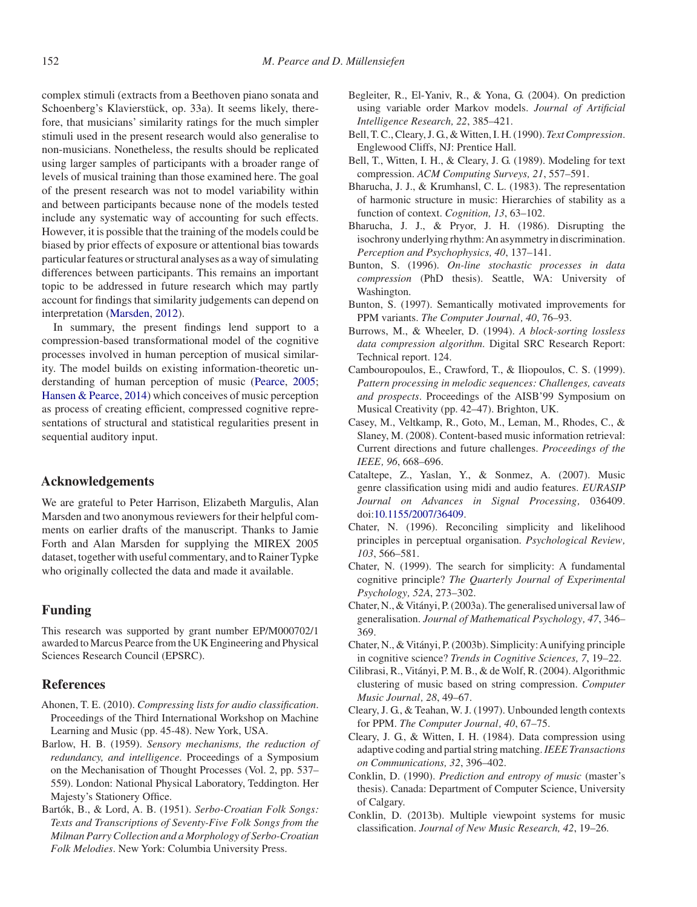complex stimuli (extracts from a Beethoven piano sonata and Schoenberg's Klavierstück, op. 33a). It seems likely, therefore, that musicians' similarity ratings for the much simpler stimuli used in the present research would also generalise to non-musicians. Nonetheless, the results should be replicated using larger samples of participants with a broader range of levels of musical training than those examined here. The goal of the present research was not to model variability within and between participants because none of the models tested include any systematic way of accounting for such effects. However, it is possible that the training of the models could be biased by prior effects of exposure or attentional bias towards particular features or structural analyses as a way of simulating differences between participants. This remains an important topic to be addressed in future research which may partly account for findings that similarity judgements can depend on interpretation (Marsden, 2012).

In summary, the present findings lend support to a compression-based transformational model of the cognitive processes involved in human perception of musical similarity. The model builds on existing information-theoretic understanding of human perception of music (Pearce, 2005; Hansen & Pearce, 2014) which conceives of music perception as process of creating efficient, compressed cognitive representations of structural and statistical regularities present in sequential auditory input.

## Acknowledgements

We are grateful to Peter Harrison, Elizabeth Margulis, Alan Marsden and two anonymous reviewers for their helpful comments on earlier drafts of the manuscript. Thanks to Jamie Forth and Alan Marsden for supplying the MIREX 2005 dataset, together with useful commentary, and to Rainer Typke who originally collected the data and made it available.

## Funding

This research was supported by grant number EP/M000702/1 awarded to Marcus Pearce from the UK Engineering and Physical Sciences Research Council (EPSRC).

## References

Ahonen, T. E. (2010). *Compressing lists for audio classification*. Proceedings of the Third International Workshop on Machine Learning and Music (pp. 45-48). New York, USA.

Barlow, H. B. (1959). *Sensory mechanisms, the reduction of redundancy, and intelligence*. Proceedings of a Symposium on the Mechanisation of Thought Processes (Vol. 2, pp. 537–559). London: National Physical Laboratory, Teddington. Her Majesty's Stationery Office.

Bartók, B., & Lord, A. B. (1951). *Serbo-Croatian Folk Songs: Texts and Transcriptions of Seventy-Five Folk Songs from the Milman Parry Collection and a Morphology of Serbo-Croatian Folk Melodies*. New York: Columbia University Press.

Begleiter, R., El-Yaniv, R., & Yona, G. (2004). On prediction using variable order Markov models. *Journal of Artificial Intelligence Research, 22*, 385–421.

Bell, T. C., Cleary, J. G., & Witten, I. H. (1990). *Text Compression*. Englewood Cliffs, NJ: Prentice Hall.

Bell, T., Witten, I. H., & Cleary, J. G. (1989). Modeling for text compression. *ACM Computing Surveys, 21*, 557–591.

Bharucha, J. J., & Krumhansl, C. L. (1983). The representation of harmonic structure in music: Hierarchies of stability as a function of context. *Cognition, 13*, 63–102.

Bharucha, J. J., & Pryor, J. H. (1986). Disrupting the isochrony underlying rhythm: An asymmetry in discrimination. *Perception and Psychophysics, 40*, 137–141.

Bunton, S. (1996). *On-line stochastic processes in data compression* (PhD thesis). Seattle, WA: University of Washington.

Bunton, S. (1997). Semantically motivated improvements for PPM variants. *The Computer Journal, 40*, 76–93.

Burrows, M., & Wheeler, D. (1994). *A block-sorting lossless data compression algorithm*. Digital SRC Research Report: Technical report. 124.

Cambouropoulos, E., Crawford, T., & Iliopoulos, C. S. (1999). *Pattern processing in melodic sequences: Challenges, caveats and prospects*. Proceedings of the AISB'99 Symposium on Musical Creativity (pp. 42–47). Brighton, UK.

Casey, M., Veltkamp, R., Goto, M., Leman, M., Rhodes, C., & Slaney, M. (2008). Content-based music information retrieval: Current directions and future challenges. *Proceedings of the IEEE, 96*, 668–696.

Cataltepe, Z., Yaslan, Y., & Sonmez, A. (2007). Music genre classification using midi and audio features. *EURASIP Journal on Advances in Signal Processing*, 036409. doi:10.1155/2007/36409.

Chater, N. (1996). Reconciling simplicity and likelihood principles in perceptual organisation. *Psychological Review, 103*, 566–581.

Chater, N. (1999). The search for simplicity: A fundamental cognitive principle? *The Quarterly Journal of Experimental Psychology, 52A*, 273–302.

Chater, N., & Vitányi, P. (2003a). The generalised universal law of generalisation. *Journal of Mathematical Psychology, 47*, 346–369.

Chater, N., & Vitányi, P. (2003b). Simplicity: A unifying principle in cognitive science? *Trends in Cognitive Sciences, 7*, 19–22.

Cilibrasi, R., Vitányi, P. M. B., & de Wolf, R. (2004). Algorithmic clustering of music based on string compression. *Computer Music Journal, 28*, 49–67.

Cleary, J. G., & Teahan, W. J. (1997). Unbounded length contexts for PPM. *The Computer Journal, 40*, 67–75.

Cleary, J. G., & Witten, I. H. (1984). Data compression using adaptive coding and partial string matching. *IEEE Transactions on Communications, 32*, 396–402.

Conklin, D. (1990). *Prediction and entropy of music* (master's thesis). Canada: Department of Computer Science, University of Calgary.

Conklin, D. (2013b). Multiple viewpoint systems for music classification. *Journal of New Music Research, 42*, 19–26.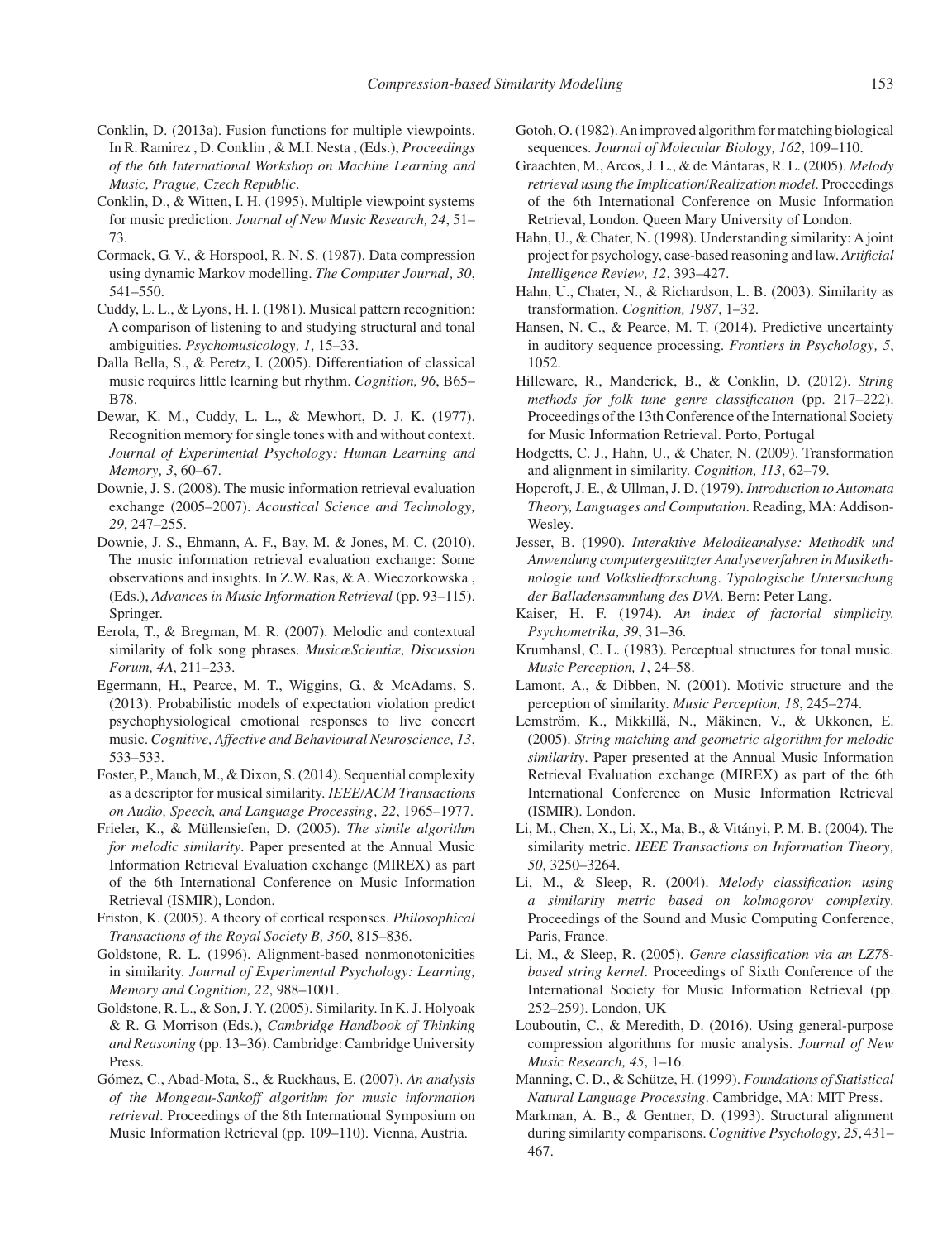Conklin, D. (2013a). Fusion functions for multiple viewpoints. In R. Ramirez , D. Conklin , & M.I. Nesta , (Eds.), *Proceedings of the 6th International Workshop on Machine Learning and Music, Prague, Czech Republic*.

Conklin, D., & Witten, I. H. (1995). Multiple viewpoint systems for music prediction. *Journal of New Music Research, 24*, 51–73.

Cormack, G. V., & Horspool, R. N. S. (1987). Data compression using dynamic Markov modelling. *The Computer Journal, 30*, 541–550.

Cuddy, L. L., & Lyons, H. I. (1981). Musical pattern recognition: A comparison of listening to and studying structural and tonal ambiguities. *Psychomusicology, 1*, 15–33.

Dalla Bella, S., & Peretz, I. (2005). Differentiation of classical music requires little learning but rhythm. *Cognition, 96*, B65–B78.

Dewar, K. M., Cuddy, L. L., & Mewhort, D. J. K. (1977). Recognition memory for single tones with and without context. *Journal of Experimental Psychology: Human Learning and Memory, 3*, 60–67.

Downie, J. S. (2008). The music information retrieval evaluation exchange (2005–2007). *Acoustical Science and Technology, 29*, 247–255.

Downie, J. S., Ehmann, A. F., Bay, M. & Jones, M. C. (2010). The music information retrieval evaluation exchange: Some observations and insights. In Z.W. Ras, & A. Wieczorkowska , (Eds.), *Advances in Music Information Retrieval* (pp. 93–115). Springer.

Eerola, T., & Bregman, M. R. (2007). Melodic and contextual similarity of folk song phrases. *MusicæScientiæ, Discussion Forum, 4A*, 211–233.

Egermann, H., Pearce, M. T., Wiggins, G., & McAdams, S. (2013). Probabilistic models of expectation violation predict psychophysiological emotional responses to live concert music. *Cognitive, Affective and Behavioural Neuroscience, 13*, 533–533.

Foster, P., Mauch, M., & Dixon, S. (2014). Sequential complexity as a descriptor for musical similarity. *IEEE/ACM Transactions on Audio, Speech, and Language Processing, 22*, 1965–1977.

Frieler, K., & Müllensiefen, D. (2005). *The simile algorithm for melodic similarity*. Paper presented at the Annual Music Information Retrieval Evaluation exchange (MIREX) as part of the 6th International Conference on Music Information Retrieval (ISMIR), London.

Friston, K. (2005). A theory of cortical responses. *Philosophical Transactions of the Royal Society B, 360*, 815–836.

Goldstone, R. L. (1996). Alignment-based nonmonotonicities in similarity. *Journal of Experimental Psychology: Learning, Memory and Cognition, 22*, 988–1001.

Goldstone, R. L., & Son, J. Y. (2005). Similarity. In K. J. Holyoak & R. G. Morrison (Eds.), *Cambridge Handbook of Thinking and Reasoning* (pp. 13–36). Cambridge: Cambridge University Press.

Gómez, C., Abad-Mota, S., & Ruckhaus, E. (2007). *An analysis of the Mongeau-Sankoff algorithm for music information retrieval*. Proceedings of the 8th International Symposium on Music Information Retrieval (pp. 109–110). Vienna, Austria.

Gotoh, O. (1982). An improved algorithm for matching biological sequences. *Journal of Molecular Biology, 162*, 109–110.

Graachten, M., Arcos, J. L., & de Mántaras, R. L. (2005). *Melody retrieval using the Implication/Realization model*. Proceedings of the 6th International Conference on Music Information Retrieval, London. Queen Mary University of London.

Hahn, U., & Chater, N. (1998). Understanding similarity: A joint project for psychology, case-based reasoning and law. *Artificial Intelligence Review, 12*, 393–427.

Hahn, U., Chater, N., & Richardson, L. B. (2003). Similarity as transformation. *Cognition, 1987*, 1–32.

Hansen, N. C., & Pearce, M. T. (2014). Predictive uncertainty in auditory sequence processing. *Frontiers in Psychology, 5*, 1052.

Hilleware, R., Manderick, B., & Conklin, D. (2012). *String methods for folk tune genre classification* (pp. 217–222). Proceedings of the 13th Conference of the International Society for Music Information Retrieval. Porto, Portugal

Hodgetts, C. J., Hahn, U., & Chater, N. (2009). Transformation and alignment in similarity. *Cognition, 113*, 62–79.

Hopcroft, J. E., & Ullman, J. D. (1979). *Introduction to Automata Theory, Languages and Computation*. Reading, MA: Addison-Wesley.

Jesser, B. (1990). *Interaktive Melodieanalyse: Methodik und Anwendung computergestützter Analyseverfahren in Musikethnologie und Volksliedforschung. Typologische Untersuchung der Balladensammlung des DVA*. Bern: Peter Lang.

Kaiser, H. F. (1974). *An index of factorial simplicity. Psychometrika, 39*, 31–36.

Krumhansl, C. L. (1983). Perceptual structures for tonal music. *Music Perception, 1*, 24–58.

Lamont, A., & Dibben, N. (2001). Motivic structure and the perception of similarity. *Music Perception, 18*, 245–274.

Lemström, K., Mikkillä, N., Mäkinen, V., & Ukkonen, E. (2005). *String matching and geometric algorithm for melodic similarity*. Paper presented at the Annual Music Information Retrieval Evaluation exchange (MIREX) as part of the 6th International Conference on Music Information Retrieval (ISMIR). London.

Li, M., Chen, X., Li, X., Ma, B., & Vitányi, P. M. B. (2004). The similarity metric. *IEEE Transactions on Information Theory, 50*, 3250–3264.

Li, M., & Sleep, R. (2004). *Melody classification using a similarity metric based on kolmogorov complexity*. Proceedings of the Sound and Music Computing Conference, Paris, France.

Li, M., & Sleep, R. (2005). *Genre classification via an LZ78-based string kernel*. Proceedings of Sixth Conference of the International Society for Music Information Retrieval (pp. 252–259). London, UK

Louboutin, C., & Meredith, D. (2016). Using general-purpose compression algorithms for music analysis. *Journal of New Music Research, 45*, 1–16.

Manning, C. D., & Schütze, H. (1999). *Foundations of Statistical Natural Language Processing*. Cambridge, MA: MIT Press.

Markman, A. B., & Gentner, D. (1993). Structural alignment during similarity comparisons. *Cognitive Psychology, 25*, 431–467.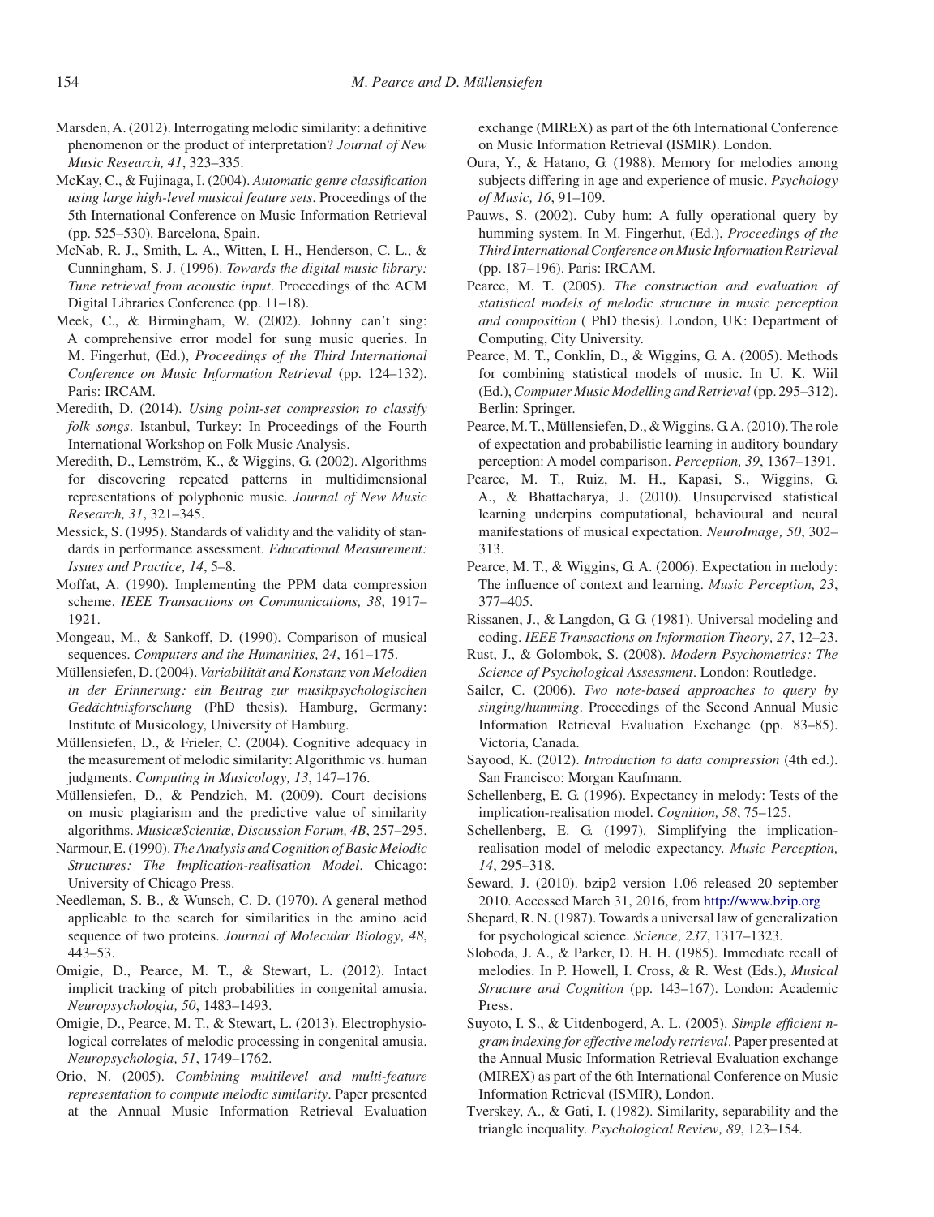Marsden, A. (2012). Interrogating melodic similarity: a definitive phenomenon or the product of interpretation? *Journal of New Music Research, 41*, 323–335.

McKay, C., & Fujinaga, I. (2004). *Automatic genre classification using large high-level musical feature sets*. Proceedings of the 5th International Conference on Music Information Retrieval (pp. 525–530). Barcelona, Spain.

McNab, R. J., Smith, L. A., Witten, I. H., Henderson, C. L., & Cunningham, S. J. (1996). *Towards the digital music library: Tune retrieval from acoustic input*. Proceedings of the ACM Digital Libraries Conference (pp. 11–18).

Meek, C., & Birmingham, W. (2002). Johnny can't sing: A comprehensive error model for sung music queries. In M. Fingerhut, (Ed.), *Proceedings of the Third International Conference on Music Information Retrieval* (pp. 124–132). Paris: IRCAM.

Meredith, D. (2014). *Using point-set compression to classify folk songs*. Istanbul, Turkey: In Proceedings of the Fourth International Workshop on Folk Music Analysis.

Meredith, D., Lemström, K., & Wiggins, G. (2002). Algorithms for discovering repeated patterns in multidimensional representations of polyphonic music. *Journal of New Music Research, 31*, 321–345.

Messick, S. (1995). Standards of validity and the validity of standards in performance assessment. *Educational Measurement: Issues and Practice, 14*, 5–8.

Moffat, A. (1990). Implementing the PPM data compression scheme. *IEEE Transactions on Communications, 38*, 1917–1921.

Mongeau, M., & Sankoff, D. (1990). Comparison of musical sequences. *Computers and the Humanities, 24*, 161–175.

Müllensiefen, D. (2004). *Variabilität and Konstanz von Melodien in der Erinnerung: ein Beitrag zur musikpsychologischen Gedächtnisforschung* (PhD thesis). Hamburg, Germany: Institute of Musicology, University of Hamburg.

Müllensiefen, D., & Frieler, C. (2004). Cognitive adequacy in the measurement of melodic similarity: Algorithmic vs. human judgments. *Computing in Musicology, 13*, 147–176.

Müllensiefen, D., & Pendzich, M. (2009). Court decisions on music plagiarism and the predictive value of similarity algorithms. *MusicæScientiæ, Discussion Forum, 4B*, 257–295.

Narmour, E. (1990). *The Analysis and Cognition of Basic Melodic Structures: The Implication-realisation Model*. Chicago: University of Chicago Press.

Needleman, S. B., & Wunsch, C. D. (1970). A general method applicable to the search for similarities in the amino acid sequence of two proteins. *Journal of Molecular Biology, 48*, 443–53.

Omigie, D., Pearce, M. T., & Stewart, L. (2012). Intact implicit tracking of pitch probabilities in congenital amusia. *Neuropsychologia, 50*, 1483–1493.

Omigie, D., Pearce, M. T., & Stewart, L. (2013). Electrophysiological correlates of melodic processing in congenital amusia. *Neuropsychologia, 51*, 1749–1762.

Orio, N. (2005). *Combining multilevel and multi-feature representation to compute melodic similarity*. Paper presented at the Annual Music Information Retrieval Evaluation exchange (MIREX) as part of the 6th International Conference on Music Information Retrieval (ISMIR). London.

Oura, Y., & Hatano, G. (1988). Memory for melodies among subjects differing in age and experience of music. *Psychology of Music, 16*, 91–109.

Pauws, S. (2002). Cuby hum: A fully operational query by humming system. In M. Fingerhut, (Ed.), *Proceedings of the Third International Conference on Music Information Retrieval* (pp. 187–196). Paris: IRCAM.

Pearce, M. T. (2005). *The construction and evaluation of statistical models of melodic structure in music perception and composition* ( PhD thesis). London, UK: Department of Computing, City University.

Pearce, M. T., Conklin, D., & Wiggins, G. A. (2005). Methods for combining statistical models of music. In U. K. Wiil (Ed.), *Computer Music Modelling and Retrieval* (pp. 295–312). Berlin: Springer.

Pearce, M. T., Müllensiefen, D., & Wiggins, G. A. (2010). The role of expectation and probabilistic learning in auditory boundary perception: A model comparison. *Perception, 39*, 1367–1391.

Pearce, M. T., Ruiz, M. H., Kapasi, S., Wiggins, G. A., & Bhattacharya, J. (2010). Unsupervised statistical learning underpins computational, behavioural and neural manifestations of musical expectation. *NeuroImage, 50*, 302–313.

Pearce, M. T., & Wiggins, G. A. (2006). Expectation in melody: The influence of context and learning. *Music Perception, 23*, 377–405.

Rissanen, J., & Langdon, G. G. (1981). Universal modeling and coding. *IEEE Transactions on Information Theory, 27*, 12–23.

Rust, J., & Golombok, S. (2008). *Modern Psychometrics: The Science of Psychological Assessment*. London: Routledge.

Sailer, C. (2006). *Two note-based approaches to query by singing/humming*. Proceedings of the Second Annual Music Information Retrieval Evaluation Exchange (pp. 83–85). Victoria, Canada.

Sayood, K. (2012). *Introduction to data compression* (4th ed.). San Francisco: Morgan Kaufmann.

Schellenberg, E. G. (1996). Expectancy in melody: Tests of the implication-realisation model. *Cognition, 58*, 75–125.

Schellenberg, E. G. (1997). Simplifying the implication-realisation model of melodic expectancy. *Music Perception, 14*, 295–318.

Seward, J. (2010). bzip2 version 1.06 released 20 september 2010. Accessed March 31, 2016, from http://www.bzip.org

Shepard, R. N. (1987). Towards a universal law of generalization for psychological science. *Science, 237*, 1317–1323.

Sloboda, J. A., & Parker, D. H. H. (1985). Immediate recall of melodies. In P. Howell, I. Cross, & R. West (Eds.), *Musical Structure and Cognition* (pp. 143–167). London: Academic Press.

Suyoto, I. S., & Uitdenbogerd, A. L. (2005). *Simple efficient n-gram indexing for effective melody retrieval*. Paper presented at the Annual Music Information Retrieval Evaluation exchange (MIREX) as part of the 6th International Conference on Music Information Retrieval (ISMIR), London.

Tverskey, A., & Gati, I. (1982). Similarity, separability and the triangle inequality. *Psychological Review, 89*, 123–154.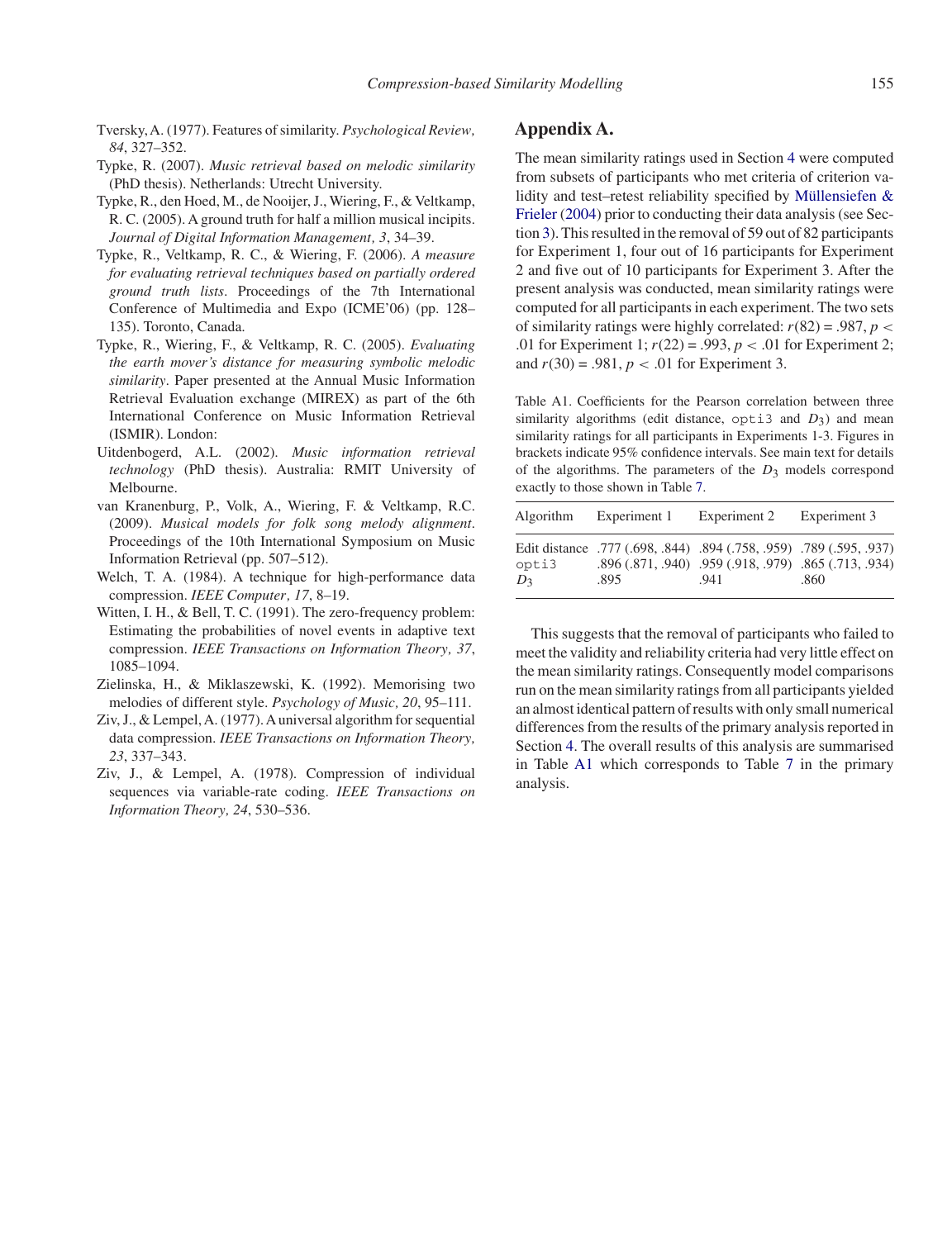Tversky, A. (1977). Features of similarity. *Psychological Review, 84*, 327–352.

Typke, R. (2007). *Music retrieval based on melodic similarity* (PhD thesis). Netherlands: Utrecht University.

Typke, R., den Hoed, M., de Nooijer, J., Wiering, F., & Veltkamp, R. C. (2005). A ground truth for half a million musical incipits. *Journal of Digital Information Management, 3*, 34–39.

Typke, R., Veltkamp, R. C., & Wiering, F. (2006). *A measure for evaluating retrieval techniques based on partially ordered ground truth lists*. Proceedings of the 7th International Conference of Multimedia and Expo (ICME'06) (pp. 128–135). Toronto, Canada.

Typke, R., Wiering, F., & Veltkamp, R. C. (2005). *Evaluating the earth mover's distance for measuring symbolic melodic similarity*. Paper presented at the Annual Music Information Retrieval Evaluation exchange (MIREX) as part of the 6th International Conference on Music Information Retrieval (ISMIR). London:

Uitdenbogerd, A.L. (2002). *Music information retrieval technology* (PhD thesis). Australia: RMIT University of Melbourne.

van Kranenburg, P., Volk, A., Wiering, F. & Veltkamp, R.C. (2009). *Musical models for folk song melody alignment*. Proceedings of the 10th International Symposium on Music Information Retrieval (pp. 507–512).

Welch, T. A. (1984). A technique for high-performance data compression. *IEEE Computer, 17*, 8–19.

Witten, I. H., & Bell, T. C. (1991). The zero-frequency problem: Estimating the probabilities of novel events in adaptive text compression. *IEEE Transactions on Information Theory, 37*, 1085–1094.

Zielinska, H., & Miklaszewski, K. (1992). Memorising two melodies of different style. *Psychology of Music, 20*, 95–111.

Ziv, J., & Lempel, A. (1977). A universal algorithm for sequential data compression. *IEEE Transactions on Information Theory, 23*, 337–343.

Ziv, J., & Lempel, A. (1978). Compression of individual sequences via variable-rate coding. *IEEE Transactions on Information Theory, 24*, 530–536.

## Appendix A.

The mean similarity ratings used in Section 4 were computed from subsets of participants who met criteria of criterion validity and test–retest reliability specified by Müllensiefen & Frieler (2004) prior to conducting their data analysis (see Section 3). This resulted in the removal of 59 out of 82 participants for Experiment 1, four out of 16 participants for Experiment 2 and five out of 10 participants for Experiment 3. After the present analysis was conducted, mean similarity ratings were computed for all participants in each experiment. The two sets of similarity ratings were highly correlated: $r(82) = .987$, $p < .01$ for Experiment 1; $r(22) = .993$, $p < .01$ for Experiment 2; and $r(30) = .981$, $p < .01$ for Experiment 3.

Table A1. Coefficients for the Pearson correlation between three similarity algorithms (edit distance, `opti3` and $D_3$) and mean similarity ratings for all participants in Experiments 1-3. Figures in brackets indicate 95% confidence intervals. See main text for details of the algorithms. The parameters of the $D_3$ models correspond exactly to those shown in Table 7.

| Algorithm | Experiment 1 | Experiment 2 | Experiment 3 |
|---|---|---|---|
| Edit distance | .777 (.698, .844) | .894 (.758, .959) | .789 (.595, .937) |
| `opti3` | .896 (.871, .940) | .959 (.918, .979) | .865 (.713, .934) |
| $D_3$ | .895 | .941 | .860 |

This suggests that the removal of participants who failed to meet the validity and reliability criteria had very little effect on the mean similarity ratings. Consequently model comparisons run on the mean similarity ratings from all participants yielded an almost identical pattern of results with only small numerical differences from the results of the primary analysis reported in Section 4. The overall results of this analysis are summarised in Table A1 which corresponds to Table 7 in the primary analysis.